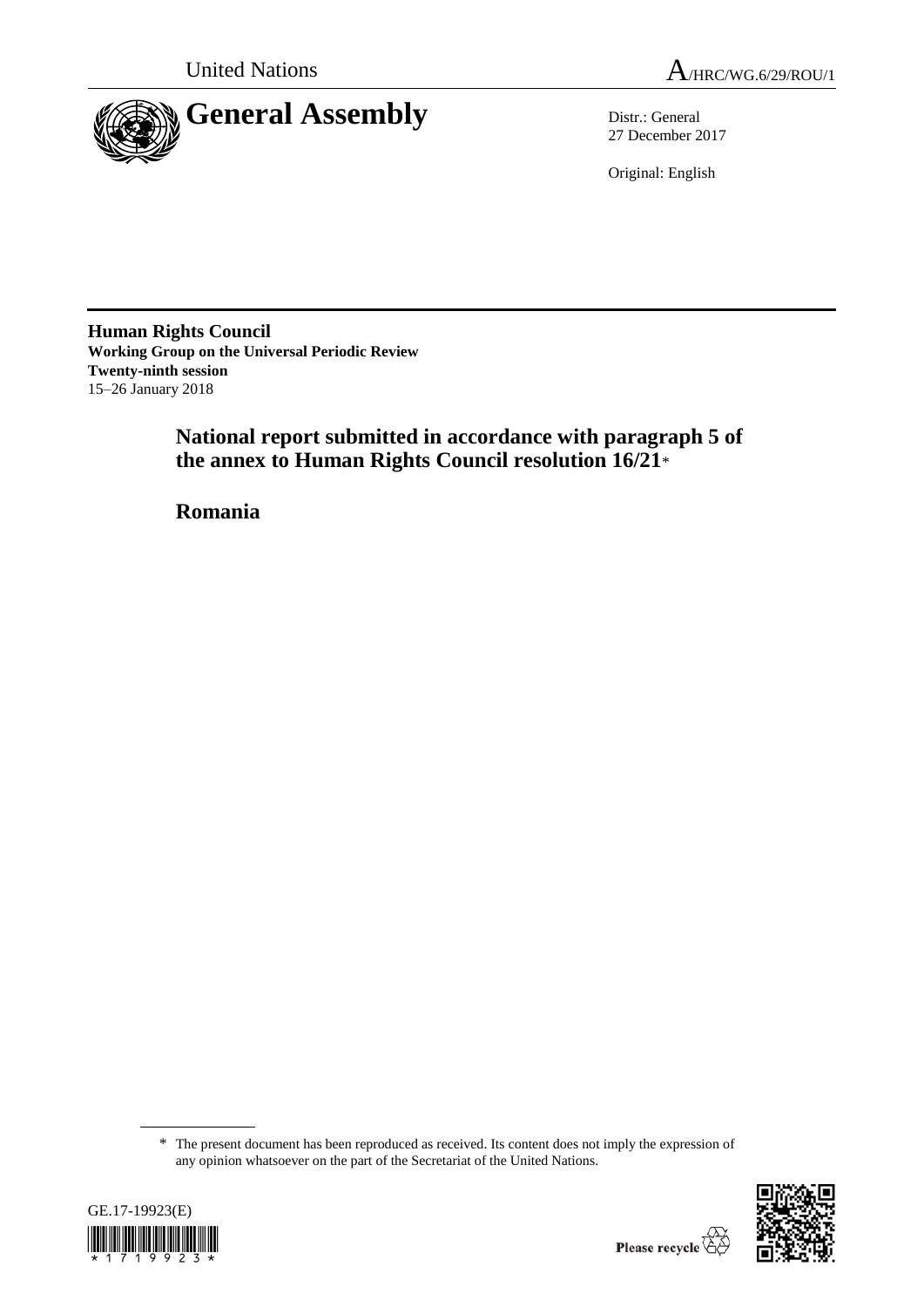United Nations

A/HRC/WG.6/29/ROU/1

# General Assembly

Distr.: General
27 December 2017

Original: English

**Human Rights Council**
**Working Group on the Universal Periodic Review**
**Twenty-ninth session**
15–26 January 2018

## National report submitted in accordance with paragraph 5 of the annex to Human Rights Council resolution 16/21*

## Romania

* The present document has been reproduced as received. Its content does not imply the expression of any opinion whatsoever on the part of the Secretariat of the United Nations.

GE.17-19923(E)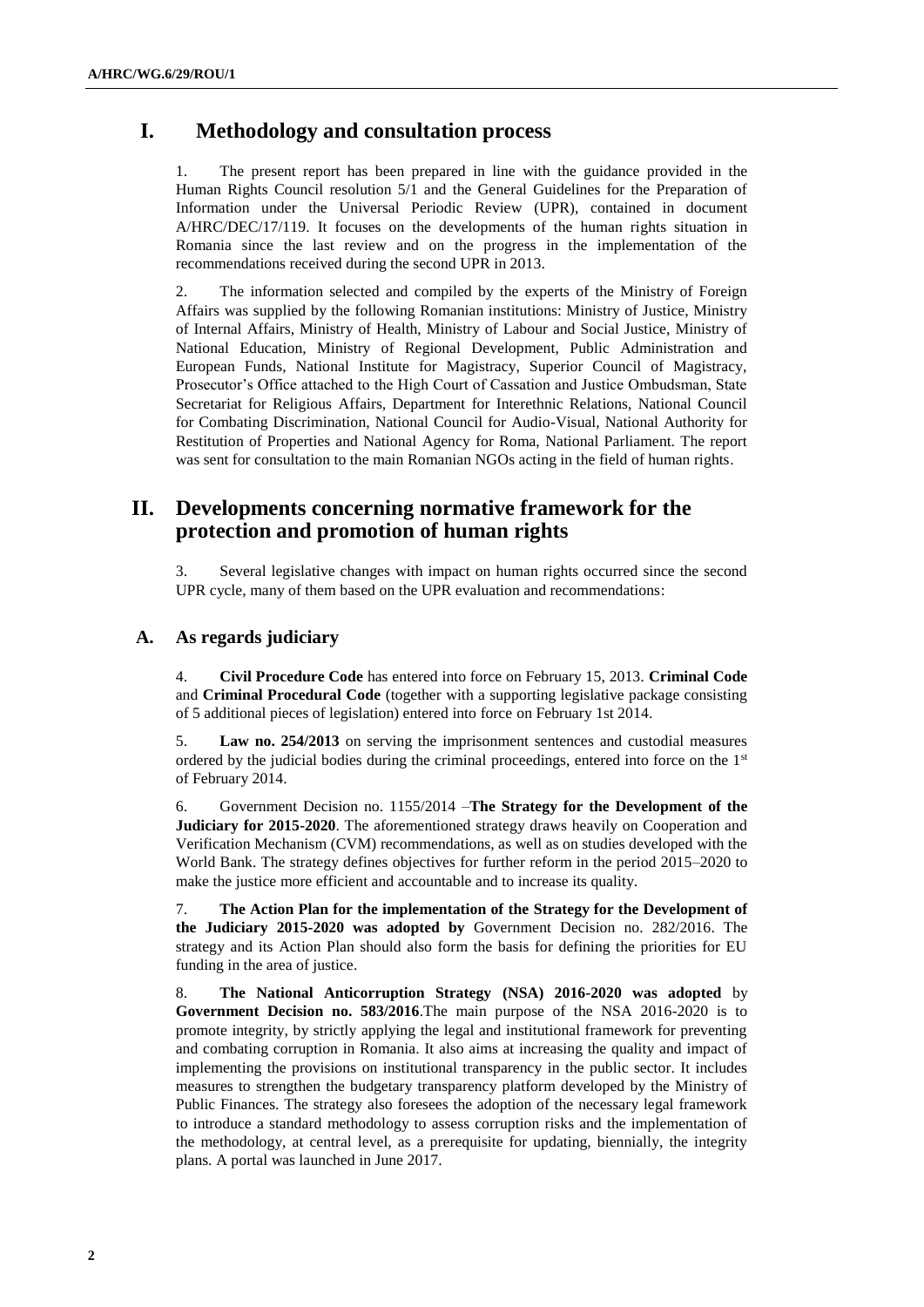# I. Methodology and consultation process

1. The present report has been prepared in line with the guidance provided in the Human Rights Council resolution 5/1 and the General Guidelines for the Preparation of Information under the Universal Periodic Review (UPR), contained in document A/HRC/DEC/17/119. It focuses on the developments of the human rights situation in Romania since the last review and on the progress in the implementation of the recommendations received during the second UPR in 2013.

2. The information selected and compiled by the experts of the Ministry of Foreign Affairs was supplied by the following Romanian institutions: Ministry of Justice, Ministry of Internal Affairs, Ministry of Health, Ministry of Labour and Social Justice, Ministry of National Education, Ministry of Regional Development, Public Administration and European Funds, National Institute for Magistracy, Superior Council of Magistracy, Prosecutor's Office attached to the High Court of Cassation and Justice Ombudsman, State Secretariat for Religious Affairs, Department for Interethnic Relations, National Council for Combating Discrimination, National Council for Audio-Visual, National Authority for Restitution of Properties and National Agency for Roma, National Parliament. The report was sent for consultation to the main Romanian NGOs acting in the field of human rights.

# II. Developments concerning normative framework for the protection and promotion of human rights

3. Several legislative changes with impact on human rights occurred since the second UPR cycle, many of them based on the UPR evaluation and recommendations:

## A. As regards judiciary

4. **Civil Procedure Code** has entered into force on February 15, 2013. **Criminal Code** and **Criminal Procedural Code** (together with a supporting legislative package consisting of 5 additional pieces of legislation) entered into force on February 1st 2014.

5. **Law no. 254/2013** on serving the imprisonment sentences and custodial measures ordered by the judicial bodies during the criminal proceedings, entered into force on the 1st of February 2014.

6. Government Decision no. 1155/2014 –**The Strategy for the Development of the Judiciary for 2015-2020**. The aforementioned strategy draws heavily on Cooperation and Verification Mechanism (CVM) recommendations, as well as on studies developed with the World Bank. The strategy defines objectives for further reform in the period 2015–2020 to make the justice more efficient and accountable and to increase its quality.

7. **The Action Plan for the implementation of the Strategy for the Development of the Judiciary 2015-2020 was adopted by** Government Decision no. 282/2016. The strategy and its Action Plan should also form the basis for defining the priorities for EU funding in the area of justice.

8. **The National Anticorruption Strategy (NSA) 2016-2020 was adopted** by **Government Decision no. 583/2016**.The main purpose of the NSA 2016-2020 is to promote integrity, by strictly applying the legal and institutional framework for preventing and combating corruption in Romania. It also aims at increasing the quality and impact of implementing the provisions on institutional transparency in the public sector. It includes measures to strengthen the budgetary transparency platform developed by the Ministry of Public Finances. The strategy also foresees the adoption of the necessary legal framework to introduce a standard methodology to assess corruption risks and the implementation of the methodology, at central level, as a prerequisite for updating, biennially, the integrity plans. A portal was launched in June 2017.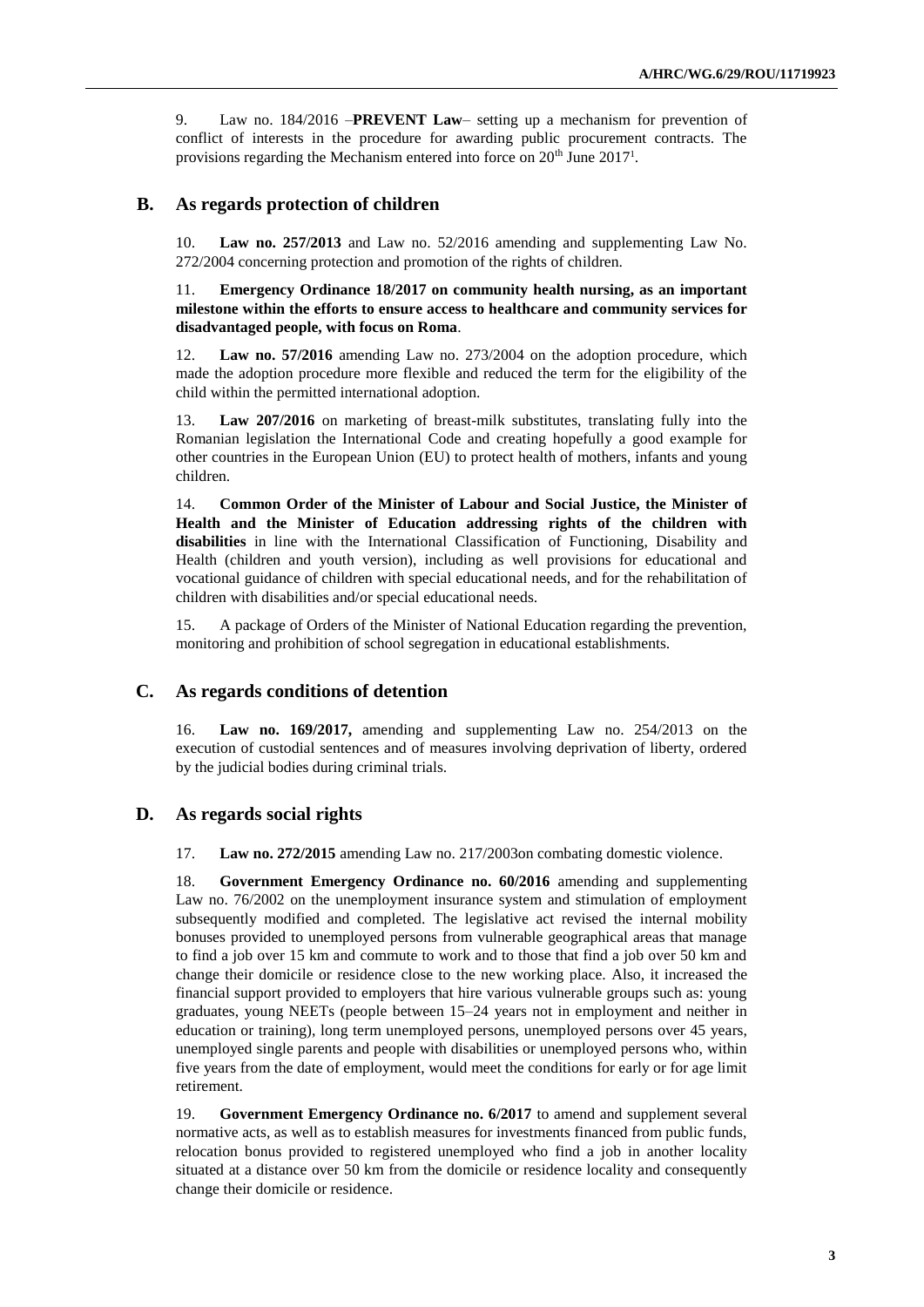9. Law no. 184/2016 –**PREVENT Law**– setting up a mechanism for prevention of conflict of interests in the procedure for awarding public procurement contracts. The provisions regarding the Mechanism entered into force on 20th June 2017[1].

## B. As regards protection of children

10. **Law no. 257/2013** and Law no. 52/2016 amending and supplementing Law No. 272/2004 concerning protection and promotion of the rights of children.

11. **Emergency Ordinance 18/2017 on community health nursing, as an important milestone within the efforts to ensure access to healthcare and community services for disadvantaged people, with focus on Roma**.

12. **Law no. 57/2016** amending Law no. 273/2004 on the adoption procedure, which made the adoption procedure more flexible and reduced the term for the eligibility of the child within the permitted international adoption.

13. **Law 207/2016** on marketing of breast-milk substitutes, translating fully into the Romanian legislation the International Code and creating hopefully a good example for other countries in the European Union (EU) to protect health of mothers, infants and young children.

14. **Common Order of the Minister of Labour and Social Justice, the Minister of Health and the Minister of Education addressing rights of the children with disabilities** in line with the International Classification of Functioning, Disability and Health (children and youth version), including as well provisions for educational and vocational guidance of children with special educational needs, and for the rehabilitation of children with disabilities and/or special educational needs.

15. A package of Orders of the Minister of National Education regarding the prevention, monitoring and prohibition of school segregation in educational establishments.

## C. As regards conditions of detention

16. **Law no. 169/2017,** amending and supplementing Law no. 254/2013 on the execution of custodial sentences and of measures involving deprivation of liberty, ordered by the judicial bodies during criminal trials.

## D. As regards social rights

17. **Law no. 272/2015** amending Law no. 217/2003on combating domestic violence.

18. **Government Emergency Ordinance no. 60/2016** amending and supplementing Law no. 76/2002 on the unemployment insurance system and stimulation of employment subsequently modified and completed. The legislative act revised the internal mobility bonuses provided to unemployed persons from vulnerable geographical areas that manage to find a job over 15 km and commute to work and to those that find a job over 50 km and change their domicile or residence close to the new working place. Also, it increased the financial support provided to employers that hire various vulnerable groups such as: young graduates, young NEETs (people between 15–24 years not in employment and neither in education or training), long term unemployed persons, unemployed persons over 45 years, unemployed single parents and people with disabilities or unemployed persons who, within five years from the date of employment, would meet the conditions for early or for age limit retirement.

19. **Government Emergency Ordinance no. 6/2017** to amend and supplement several normative acts, as well as to establish measures for investments financed from public funds, relocation bonus provided to registered unemployed who find a job in another locality situated at a distance over 50 km from the domicile or residence locality and consequently change their domicile or residence.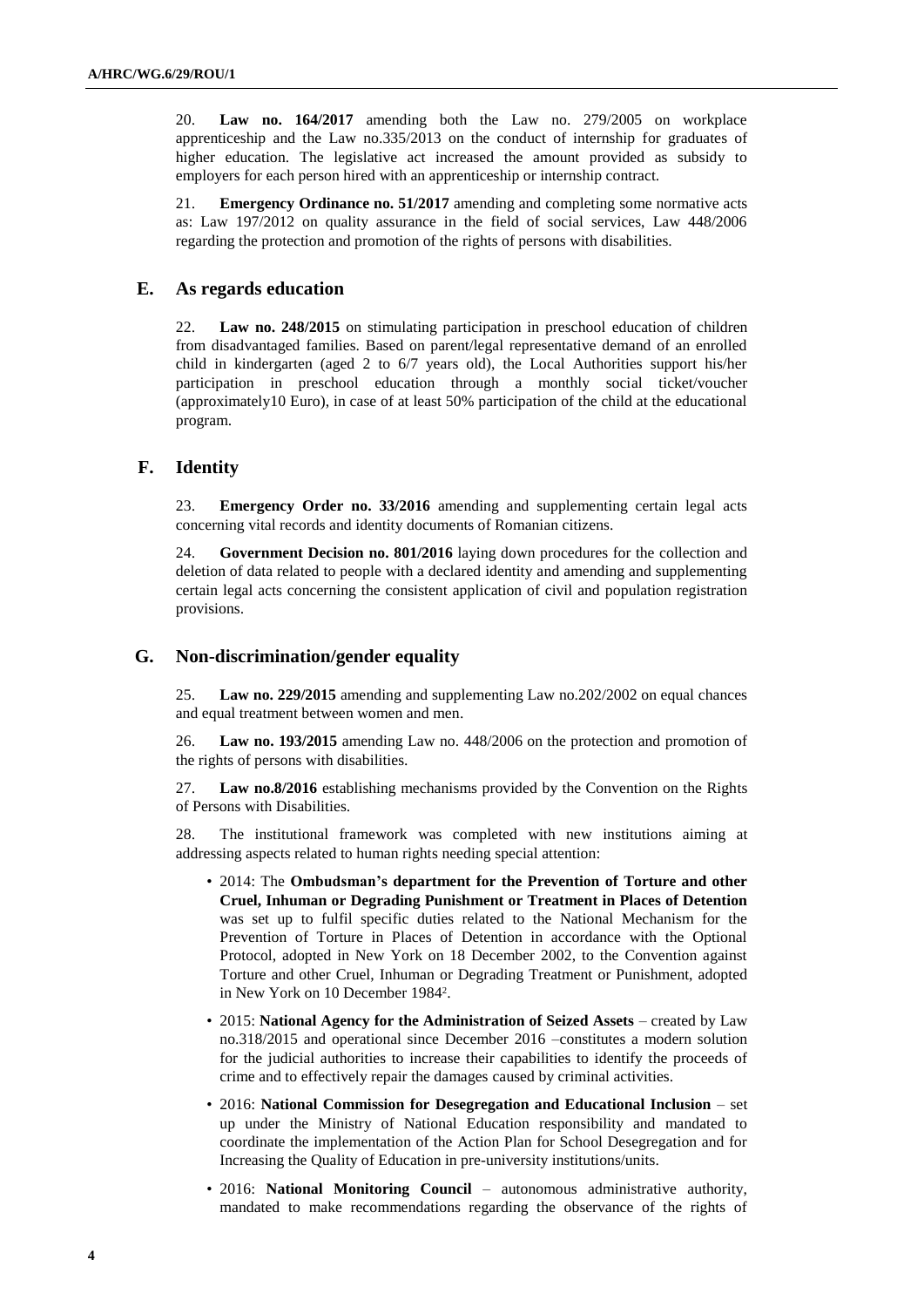20. **Law no. 164/2017** amending both the Law no. 279/2005 on workplace apprenticeship and the Law no.335/2013 on the conduct of internship for graduates of higher education. The legislative act increased the amount provided as subsidy to employers for each person hired with an apprenticeship or internship contract.

21. **Emergency Ordinance no. 51/2017** amending and completing some normative acts as: Law 197/2012 on quality assurance in the field of social services, Law 448/2006 regarding the protection and promotion of the rights of persons with disabilities.

## E. As regards education

22. **Law no. 248/2015** on stimulating participation in preschool education of children from disadvantaged families. Based on parent/legal representative demand of an enrolled child in kindergarten (aged 2 to 6/7 years old), the Local Authorities support his/her participation in preschool education through a monthly social ticket/voucher (approximately10 Euro), in case of at least 50% participation of the child at the educational program.

## F. Identity

23. **Emergency Order no. 33/2016** amending and supplementing certain legal acts concerning vital records and identity documents of Romanian citizens.

24. **Government Decision no. 801/2016** laying down procedures for the collection and deletion of data related to people with a declared identity and amending and supplementing certain legal acts concerning the consistent application of civil and population registration provisions.

## G. Non-discrimination/gender equality

25. **Law no. 229/2015** amending and supplementing Law no.202/2002 on equal chances and equal treatment between women and men.

26. **Law no. 193/2015** amending Law no. 448/2006 on the protection and promotion of the rights of persons with disabilities.

27. **Law no.8/2016** establishing mechanisms provided by the Convention on the Rights of Persons with Disabilities.

28. The institutional framework was completed with new institutions aiming at addressing aspects related to human rights needing special attention:

- 2014: The **Ombudsman's department for the Prevention of Torture and other Cruel, Inhuman or Degrading Punishment or Treatment in Places of Detention** was set up to fulfil specific duties related to the National Mechanism for the Prevention of Torture in Places of Detention in accordance with the Optional Protocol, adopted in New York on 18 December 2002, to the Convention against Torture and other Cruel, Inhuman or Degrading Treatment or Punishment, adopted in New York on 10 December 1984[2].
- 2015: **National Agency for the Administration of Seized Assets** – created by Law no.318/2015 and operational since December 2016 –constitutes a modern solution for the judicial authorities to increase their capabilities to identify the proceeds of crime and to effectively repair the damages caused by criminal activities.
- 2016: **National Commission for Desegregation and Educational Inclusion** – set up under the Ministry of National Education responsibility and mandated to coordinate the implementation of the Action Plan for School Desegregation and for Increasing the Quality of Education in pre-university institutions/units.
- 2016: **National Monitoring Council** – autonomous administrative authority, mandated to make recommendations regarding the observance of the rights of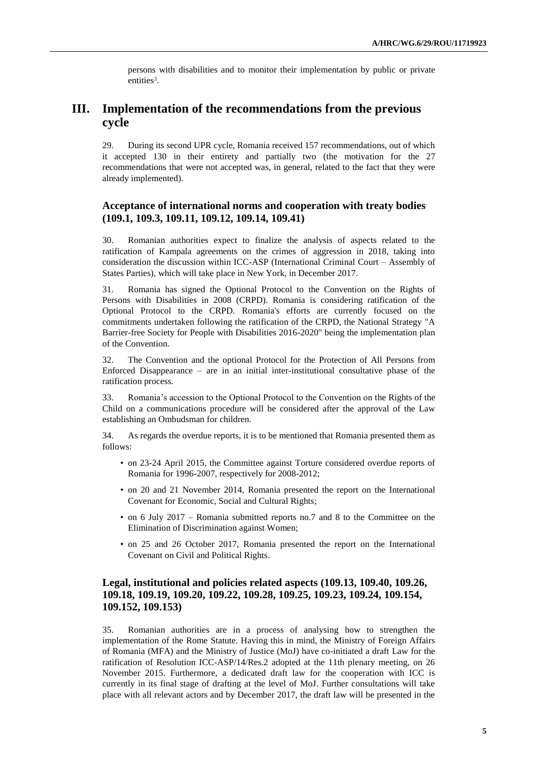persons with disabilities and to monitor their implementation by public or private entities[3].

## III. Implementation of the recommendations from the previous cycle

29. During its second UPR cycle, Romania received 157 recommendations, out of which it accepted 130 in their entirety and partially two (the motivation for the 27 recommendations that were not accepted was, in general, related to the fact that they were already implemented).

### Acceptance of international norms and cooperation with treaty bodies (109.1, 109.3, 109.11, 109.12, 109.14, 109.41)

30. Romanian authorities expect to finalize the analysis of aspects related to the ratification of Kampala agreements on the crimes of aggression in 2018, taking into consideration the discussion within ICC-ASP (International Criminal Court – Assembly of States Parties), which will take place in New York, in December 2017.

31. Romania has signed the Optional Protocol to the Convention on the Rights of Persons with Disabilities in 2008 (CRPD). Romania is considering ratification of the Optional Protocol to the CRPD. Romania's efforts are currently focused on the commitments undertaken following the ratification of the CRPD, the National Strategy "A Barrier-free Society for People with Disabilities 2016-2020" being the implementation plan of the Convention.

32. The Convention and the optional Protocol for the Protection of All Persons from Enforced Disappearance – are in an initial inter-institutional consultative phase of the ratification process.

33. Romania's accession to the Optional Protocol to the Convention on the Rights of the Child on a communications procedure will be considered after the approval of the Law establishing an Ombudsman for children.

34. As regards the overdue reports, it is to be mentioned that Romania presented them as follows:

- on 23-24 April 2015, the Committee against Torture considered overdue reports of Romania for 1996-2007, respectively for 2008-2012;
- on 20 and 21 November 2014, Romania presented the report on the International Covenant for Economic, Social and Cultural Rights;
- on 6 July 2017 – Romania submitted reports no.7 and 8 to the Committee on the Elimination of Discrimination against Women;
- on 25 and 26 October 2017, Romania presented the report on the International Covenant on Civil and Political Rights.

### Legal, institutional and policies related aspects (109.13, 109.40, 109.26, 109.18, 109.19, 109.20, 109.22, 109.28, 109.25, 109.23, 109.24, 109.154, 109.152, 109.153)

35. Romanian authorities are in a process of analysing how to strengthen the implementation of the Rome Statute. Having this in mind, the Ministry of Foreign Affairs of Romania (MFA) and the Ministry of Justice (MoJ) have co-initiated a draft Law for the ratification of Resolution ICC-ASP/14/Res.2 adopted at the 11th plenary meeting, on 26 November 2015. Furthermore, a dedicated draft law for the cooperation with ICC is currently in its final stage of drafting at the level of MoJ. Further consultations will take place with all relevant actors and by December 2017, the draft law will be presented in the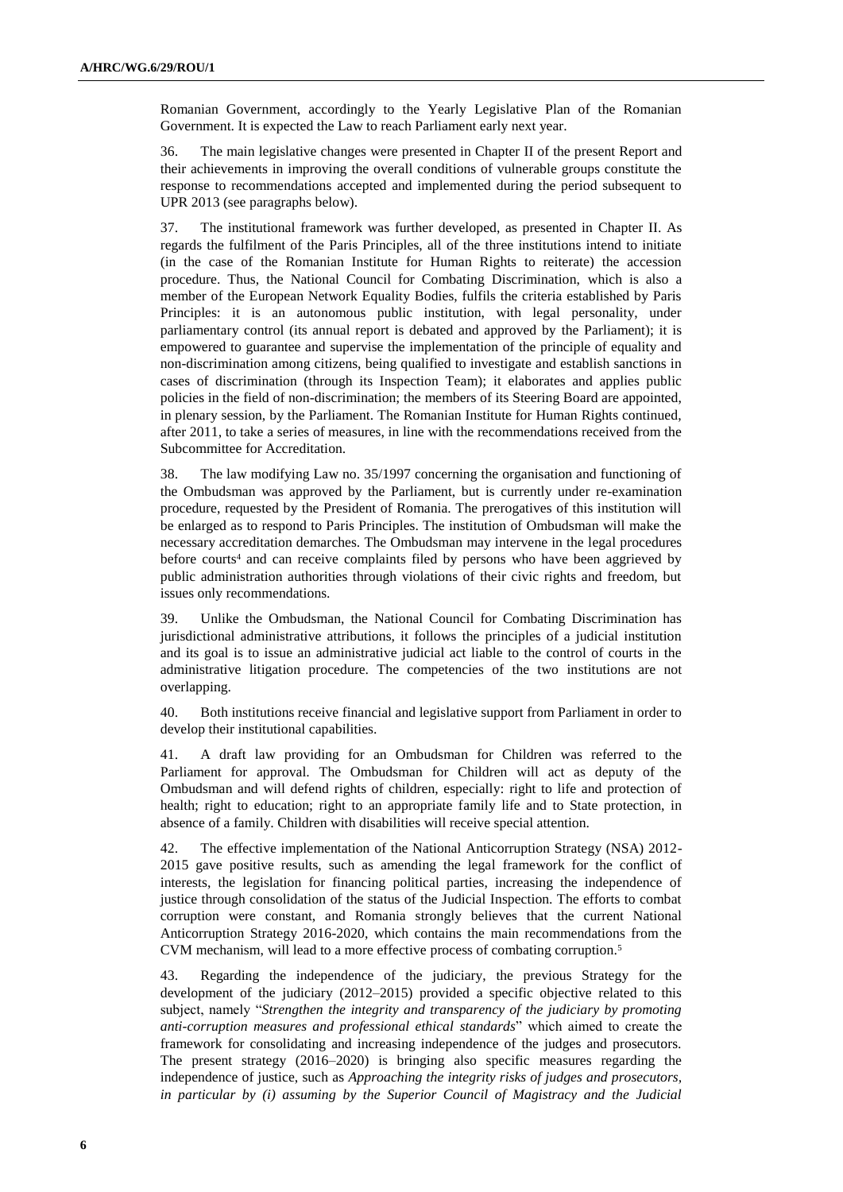Romanian Government, accordingly to the Yearly Legislative Plan of the Romanian Government. It is expected the Law to reach Parliament early next year.

36. The main legislative changes were presented in Chapter II of the present Report and their achievements in improving the overall conditions of vulnerable groups constitute the response to recommendations accepted and implemented during the period subsequent to UPR 2013 (see paragraphs below).

37. The institutional framework was further developed, as presented in Chapter II. As regards the fulfilment of the Paris Principles, all of the three institutions intend to initiate (in the case of the Romanian Institute for Human Rights to reiterate) the accession procedure. Thus, the National Council for Combating Discrimination, which is also a member of the European Network Equality Bodies, fulfils the criteria established by Paris Principles: it is an autonomous public institution, with legal personality, under parliamentary control (its annual report is debated and approved by the Parliament); it is empowered to guarantee and supervise the implementation of the principle of equality and non-discrimination among citizens, being qualified to investigate and establish sanctions in cases of discrimination (through its Inspection Team); it elaborates and applies public policies in the field of non-discrimination; the members of its Steering Board are appointed, in plenary session, by the Parliament. The Romanian Institute for Human Rights continued, after 2011, to take a series of measures, in line with the recommendations received from the Subcommittee for Accreditation.

38. The law modifying Law no. 35/1997 concerning the organisation and functioning of the Ombudsman was approved by the Parliament, but is currently under re-examination procedure, requested by the President of Romania. The prerogatives of this institution will be enlarged as to respond to Paris Principles. The institution of Ombudsman will make the necessary accreditation demarches. The Ombudsman may intervene in the legal procedures before courts[4] and can receive complaints filed by persons who have been aggrieved by public administration authorities through violations of their civic rights and freedom, but issues only recommendations.

39. Unlike the Ombudsman, the National Council for Combating Discrimination has jurisdictional administrative attributions, it follows the principles of a judicial institution and its goal is to issue an administrative judicial act liable to the control of courts in the administrative litigation procedure. The competencies of the two institutions are not overlapping.

40. Both institutions receive financial and legislative support from Parliament in order to develop their institutional capabilities.

41. A draft law providing for an Ombudsman for Children was referred to the Parliament for approval. The Ombudsman for Children will act as deputy of the Ombudsman and will defend rights of children, especially: right to life and protection of health; right to education; right to an appropriate family life and to State protection, in absence of a family. Children with disabilities will receive special attention.

42. The effective implementation of the National Anticorruption Strategy (NSA) 2012-2015 gave positive results, such as amending the legal framework for the conflict of interests, the legislation for financing political parties, increasing the independence of justice through consolidation of the status of the Judicial Inspection. The efforts to combat corruption were constant, and Romania strongly believes that the current National Anticorruption Strategy 2016-2020, which contains the main recommendations from the CVM mechanism, will lead to a more effective process of combating corruption.[5]

43. Regarding the independence of the judiciary, the previous Strategy for the development of the judiciary (2012–2015) provided a specific objective related to this subject, namely "*Strengthen the integrity and transparency of the judiciary by promoting anti-corruption measures and professional ethical standards*" which aimed to create the framework for consolidating and increasing independence of the judges and prosecutors. The present strategy (2016–2020) is bringing also specific measures regarding the independence of justice, such as *Approaching the integrity risks of judges and prosecutors, in particular by (i) assuming by the Superior Council of Magistracy and the Judicial*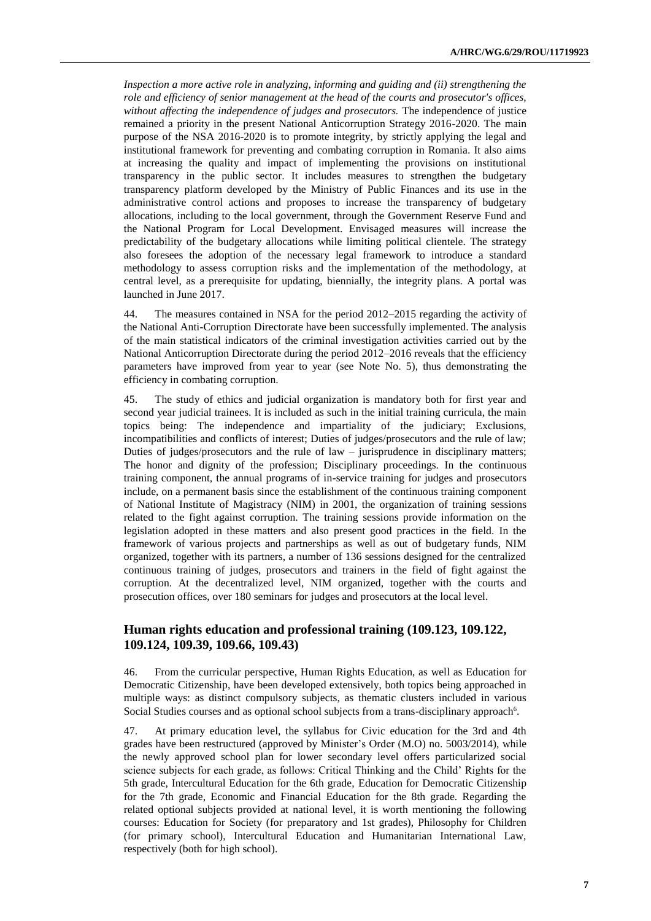*Inspection a more active role in analyzing, informing and guiding and (ii) strengthening the role and efficiency of senior management at the head of the courts and prosecutor's offices, without affecting the independence of judges and prosecutors.* The independence of justice remained a priority in the present National Anticorruption Strategy 2016-2020. The main purpose of the NSA 2016-2020 is to promote integrity, by strictly applying the legal and institutional framework for preventing and combating corruption in Romania. It also aims at increasing the quality and impact of implementing the provisions on institutional transparency in the public sector. It includes measures to strengthen the budgetary transparency platform developed by the Ministry of Public Finances and its use in the administrative control actions and proposes to increase the transparency of budgetary allocations, including to the local government, through the Government Reserve Fund and the National Program for Local Development. Envisaged measures will increase the predictability of the budgetary allocations while limiting political clientele. The strategy also foresees the adoption of the necessary legal framework to introduce a standard methodology to assess corruption risks and the implementation of the methodology, at central level, as a prerequisite for updating, biennially, the integrity plans. A portal was launched in June 2017.

44. The measures contained in NSA for the period 2012–2015 regarding the activity of the National Anti-Corruption Directorate have been successfully implemented. The analysis of the main statistical indicators of the criminal investigation activities carried out by the National Anticorruption Directorate during the period 2012–2016 reveals that the efficiency parameters have improved from year to year (see Note No. 5), thus demonstrating the efficiency in combating corruption.

45. The study of ethics and judicial organization is mandatory both for first year and second year judicial trainees. It is included as such in the initial training curricula, the main topics being: The independence and impartiality of the judiciary; Exclusions, incompatibilities and conflicts of interest; Duties of judges/prosecutors and the rule of law; Duties of judges/prosecutors and the rule of law – jurisprudence in disciplinary matters; The honor and dignity of the profession; Disciplinary proceedings. In the continuous training component, the annual programs of in-service training for judges and prosecutors include, on a permanent basis since the establishment of the continuous training component of National Institute of Magistracy (NIM) in 2001, the organization of training sessions related to the fight against corruption. The training sessions provide information on the legislation adopted in these matters and also present good practices in the field. In the framework of various projects and partnerships as well as out of budgetary funds, NIM organized, together with its partners, a number of 136 sessions designed for the centralized continuous training of judges, prosecutors and trainers in the field of fight against the corruption. At the decentralized level, NIM organized, together with the courts and prosecution offices, over 180 seminars for judges and prosecutors at the local level.

## Human rights education and professional training (109.123, 109.122, 109.124, 109.39, 109.66, 109.43)

46. From the curricular perspective, Human Rights Education, as well as Education for Democratic Citizenship, have been developed extensively, both topics being approached in multiple ways: as distinct compulsory subjects, as thematic clusters included in various Social Studies courses and as optional school subjects from a trans-disciplinary approach[6].

47. At primary education level, the syllabus for Civic education for the 3rd and 4th grades have been restructured (approved by Minister's Order (M.O) no. 5003/2014), while the newly approved school plan for lower secondary level offers particularized social science subjects for each grade, as follows: Critical Thinking and the Child' Rights for the 5th grade, Intercultural Education for the 6th grade, Education for Democratic Citizenship for the 7th grade, Economic and Financial Education for the 8th grade. Regarding the related optional subjects provided at national level, it is worth mentioning the following courses: Education for Society (for preparatory and 1st grades), Philosophy for Children (for primary school), Intercultural Education and Humanitarian International Law, respectively (both for high school).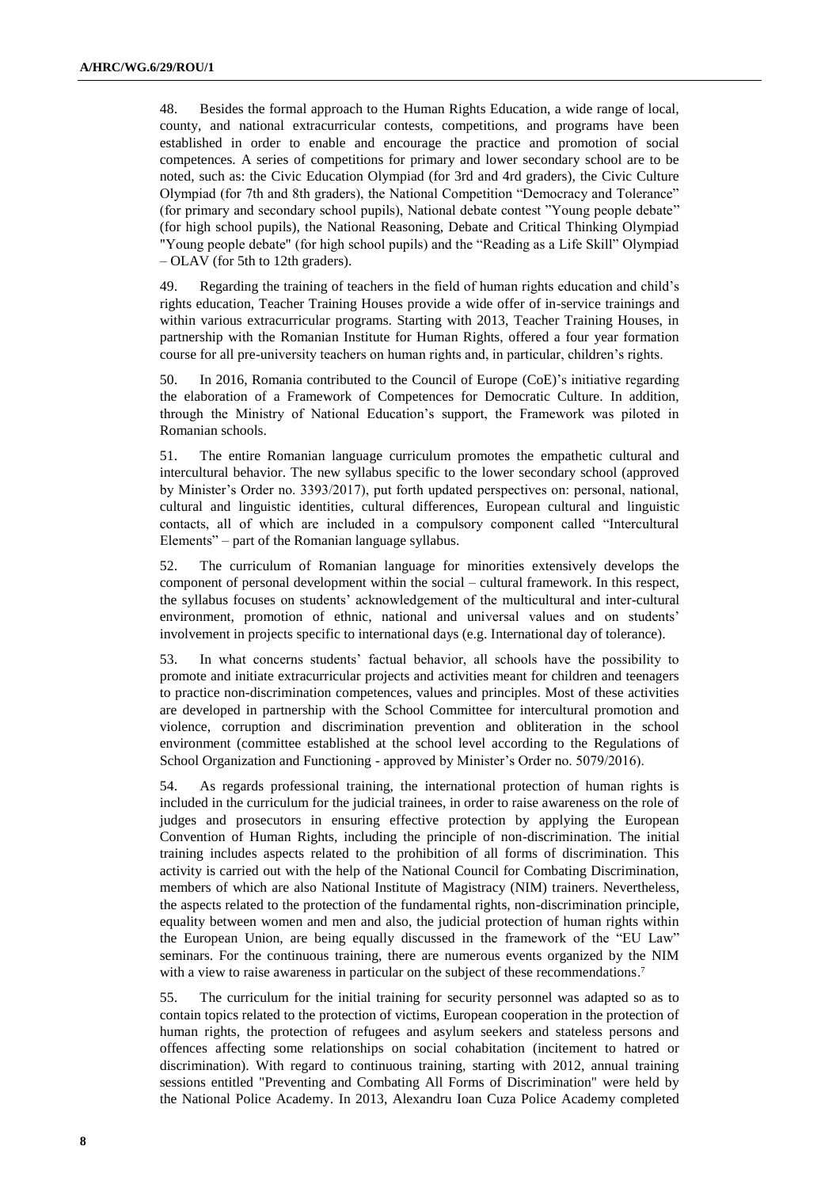48. Besides the formal approach to the Human Rights Education, a wide range of local, county, and national extracurricular contests, competitions, and programs have been established in order to enable and encourage the practice and promotion of social competences. A series of competitions for primary and lower secondary school are to be noted, such as: the Civic Education Olympiad (for 3rd and 4rd graders), the Civic Culture Olympiad (for 7th and 8th graders), the National Competition "Democracy and Tolerance" (for primary and secondary school pupils), National debate contest "Young people debate" (for high school pupils), the National Reasoning, Debate and Critical Thinking Olympiad "Young people debate" (for high school pupils) and the "Reading as a Life Skill" Olympiad – OLAV (for 5th to 12th graders).

49. Regarding the training of teachers in the field of human rights education and child's rights education, Teacher Training Houses provide a wide offer of in-service trainings and within various extracurricular programs. Starting with 2013, Teacher Training Houses, in partnership with the Romanian Institute for Human Rights, offered a four year formation course for all pre-university teachers on human rights and, in particular, children's rights.

50. In 2016, Romania contributed to the Council of Europe (CoE)'s initiative regarding the elaboration of a Framework of Competences for Democratic Culture. In addition, through the Ministry of National Education's support, the Framework was piloted in Romanian schools.

51. The entire Romanian language curriculum promotes the empathetic cultural and intercultural behavior. The new syllabus specific to the lower secondary school (approved by Minister's Order no. 3393/2017), put forth updated perspectives on: personal, national, cultural and linguistic identities, cultural differences, European cultural and linguistic contacts, all of which are included in a compulsory component called "Intercultural Elements" – part of the Romanian language syllabus.

52. The curriculum of Romanian language for minorities extensively develops the component of personal development within the social – cultural framework. In this respect, the syllabus focuses on students' acknowledgement of the multicultural and inter-cultural environment, promotion of ethnic, national and universal values and on students' involvement in projects specific to international days (e.g. International day of tolerance).

53. In what concerns students' factual behavior, all schools have the possibility to promote and initiate extracurricular projects and activities meant for children and teenagers to practice non-discrimination competences, values and principles. Most of these activities are developed in partnership with the School Committee for intercultural promotion and violence, corruption and discrimination prevention and obliteration in the school environment (committee established at the school level according to the Regulations of School Organization and Functioning - approved by Minister's Order no. 5079/2016).

54. As regards professional training, the international protection of human rights is included in the curriculum for the judicial trainees, in order to raise awareness on the role of judges and prosecutors in ensuring effective protection by applying the European Convention of Human Rights, including the principle of non-discrimination. The initial training includes aspects related to the prohibition of all forms of discrimination. This activity is carried out with the help of the National Council for Combating Discrimination, members of which are also National Institute of Magistracy (NIM) trainers. Nevertheless, the aspects related to the protection of the fundamental rights, non-discrimination principle, equality between women and men and also, the judicial protection of human rights within the European Union, are being equally discussed in the framework of the "EU Law" seminars. For the continuous training, there are numerous events organized by the NIM with a view to raise awareness in particular on the subject of these recommendations.[7]

55. The curriculum for the initial training for security personnel was adapted so as to contain topics related to the protection of victims, European cooperation in the protection of human rights, the protection of refugees and asylum seekers and stateless persons and offences affecting some relationships on social cohabitation (incitement to hatred or discrimination). With regard to continuous training, starting with 2012, annual training sessions entitled "Preventing and Combating All Forms of Discrimination" were held by the National Police Academy. In 2013, Alexandru Ioan Cuza Police Academy completed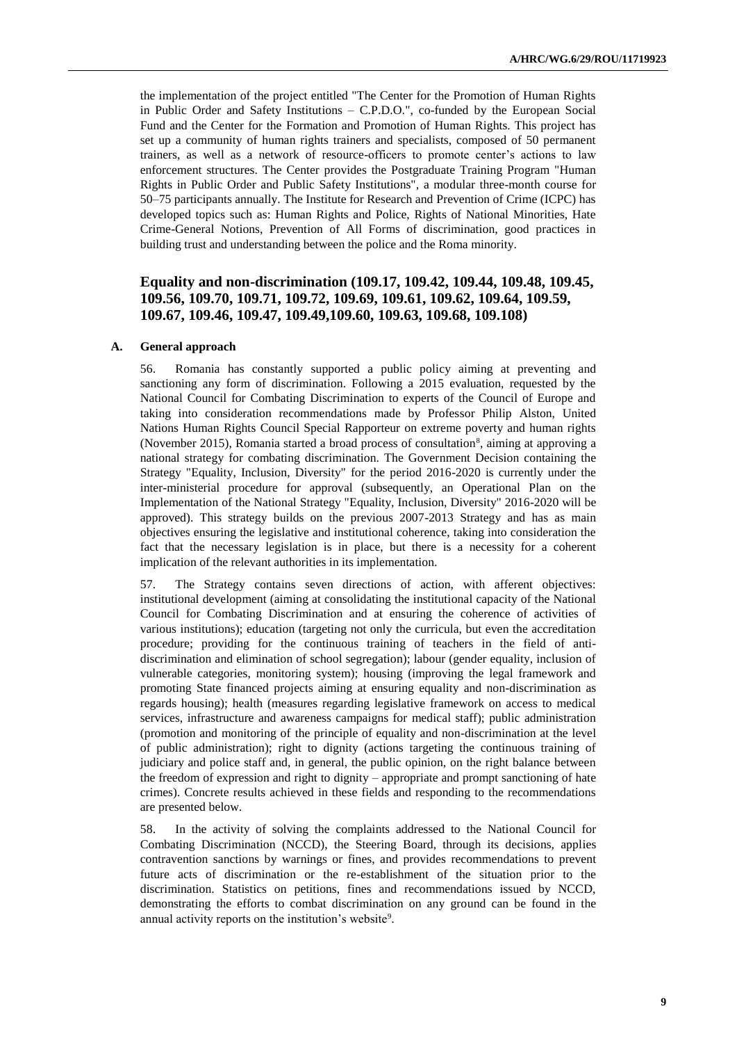the implementation of the project entitled "The Center for the Promotion of Human Rights in Public Order and Safety Institutions – C.P.D.O.", co-funded by the European Social Fund and the Center for the Formation and Promotion of Human Rights. This project has set up a community of human rights trainers and specialists, composed of 50 permanent trainers, as well as a network of resource-officers to promote center's actions to law enforcement structures. The Center provides the Postgraduate Training Program "Human Rights in Public Order and Public Safety Institutions", a modular three-month course for 50–75 participants annually. The Institute for Research and Prevention of Crime (ICPC) has developed topics such as: Human Rights and Police, Rights of National Minorities, Hate Crime-General Notions, Prevention of All Forms of discrimination, good practices in building trust and understanding between the police and the Roma minority.

## Equality and non-discrimination (109.17, 109.42, 109.44, 109.48, 109.45, 109.56, 109.70, 109.71, 109.72, 109.69, 109.61, 109.62, 109.64, 109.59, 109.67, 109.46, 109.47, 109.49,109.60, 109.63, 109.68, 109.108)

### A. General approach

56. Romania has constantly supported a public policy aiming at preventing and sanctioning any form of discrimination. Following a 2015 evaluation, requested by the National Council for Combating Discrimination to experts of the Council of Europe and taking into consideration recommendations made by Professor Philip Alston, United Nations Human Rights Council Special Rapporteur on extreme poverty and human rights (November 2015), Romania started a broad process of consultation[8], aiming at approving a national strategy for combating discrimination. The Government Decision containing the Strategy "Equality, Inclusion, Diversity" for the period 2016-2020 is currently under the inter-ministerial procedure for approval (subsequently, an Operational Plan on the Implementation of the National Strategy "Equality, Inclusion, Diversity" 2016-2020 will be approved). This strategy builds on the previous 2007-2013 Strategy and has as main objectives ensuring the legislative and institutional coherence, taking into consideration the fact that the necessary legislation is in place, but there is a necessity for a coherent implication of the relevant authorities in its implementation.

57. The Strategy contains seven directions of action, with afferent objectives: institutional development (aiming at consolidating the institutional capacity of the National Council for Combating Discrimination and at ensuring the coherence of activities of various institutions); education (targeting not only the curricula, but even the accreditation procedure; providing for the continuous training of teachers in the field of anti-discrimination and elimination of school segregation); labour (gender equality, inclusion of vulnerable categories, monitoring system); housing (improving the legal framework and promoting State financed projects aiming at ensuring equality and non-discrimination as regards housing); health (measures regarding legislative framework on access to medical services, infrastructure and awareness campaigns for medical staff); public administration (promotion and monitoring of the principle of equality and non-discrimination at the level of public administration); right to dignity (actions targeting the continuous training of judiciary and police staff and, in general, the public opinion, on the right balance between the freedom of expression and right to dignity – appropriate and prompt sanctioning of hate crimes). Concrete results achieved in these fields and responding to the recommendations are presented below.

58. In the activity of solving the complaints addressed to the National Council for Combating Discrimination (NCCD), the Steering Board, through its decisions, applies contravention sanctions by warnings or fines, and provides recommendations to prevent future acts of discrimination or the re-establishment of the situation prior to the discrimination. Statistics on petitions, fines and recommendations issued by NCCD, demonstrating the efforts to combat discrimination on any ground can be found in the annual activity reports on the institution's website[9].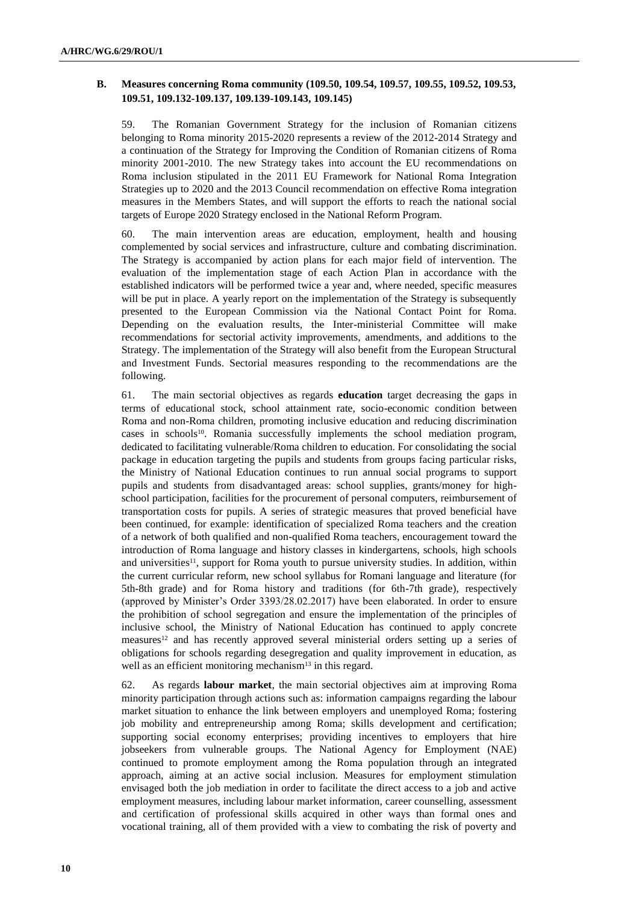### B. Measures concerning Roma community (109.50, 109.54, 109.57, 109.55, 109.52, 109.53, 109.51, 109.132-109.137, 109.139-109.143, 109.145)

59. The Romanian Government Strategy for the inclusion of Romanian citizens belonging to Roma minority 2015-2020 represents a review of the 2012-2014 Strategy and a continuation of the Strategy for Improving the Condition of Romanian citizens of Roma minority 2001-2010. The new Strategy takes into account the EU recommendations on Roma inclusion stipulated in the 2011 EU Framework for National Roma Integration Strategies up to 2020 and the 2013 Council recommendation on effective Roma integration measures in the Members States, and will support the efforts to reach the national social targets of Europe 2020 Strategy enclosed in the National Reform Program.

60. The main intervention areas are education, employment, health and housing complemented by social services and infrastructure, culture and combating discrimination. The Strategy is accompanied by action plans for each major field of intervention. The evaluation of the implementation stage of each Action Plan in accordance with the established indicators will be performed twice a year and, where needed, specific measures will be put in place. A yearly report on the implementation of the Strategy is subsequently presented to the European Commission via the National Contact Point for Roma. Depending on the evaluation results, the Inter-ministerial Committee will make recommendations for sectorial activity improvements, amendments, and additions to the Strategy. The implementation of the Strategy will also benefit from the European Structural and Investment Funds. Sectorial measures responding to the recommendations are the following.

61. The main sectorial objectives as regards **education** target decreasing the gaps in terms of educational stock, school attainment rate, socio-economic condition between Roma and non-Roma children, promoting inclusive education and reducing discrimination cases in schools[10]. Romania successfully implements the school mediation program, dedicated to facilitating vulnerable/Roma children to education. For consolidating the social package in education targeting the pupils and students from groups facing particular risks, the Ministry of National Education continues to run annual social programs to support pupils and students from disadvantaged areas: school supplies, grants/money for high-school participation, facilities for the procurement of personal computers, reimbursement of transportation costs for pupils. A series of strategic measures that proved beneficial have been continued, for example: identification of specialized Roma teachers and the creation of a network of both qualified and non-qualified Roma teachers, encouragement toward the introduction of Roma language and history classes in kindergartens, schools, high schools and universities[11], support for Roma youth to pursue university studies. In addition, within the current curricular reform, new school syllabus for Romani language and literature (for 5th-8th grade) and for Roma history and traditions (for 6th-7th grade), respectively (approved by Minister's Order 3393/28.02.2017) have been elaborated. In order to ensure the prohibition of school segregation and ensure the implementation of the principles of inclusive school, the Ministry of National Education has continued to apply concrete measures[12] and has recently approved several ministerial orders setting up a series of obligations for schools regarding desegregation and quality improvement in education, as well as an efficient monitoring mechanism[13] in this regard.

62. As regards **labour market**, the main sectorial objectives aim at improving Roma minority participation through actions such as: information campaigns regarding the labour market situation to enhance the link between employers and unemployed Roma; fostering job mobility and entrepreneurship among Roma; skills development and certification; supporting social economy enterprises; providing incentives to employers that hire jobseekers from vulnerable groups. The National Agency for Employment (NAE) continued to promote employment among the Roma population through an integrated approach, aiming at an active social inclusion. Measures for employment stimulation envisaged both the job mediation in order to facilitate the direct access to a job and active employment measures, including labour market information, career counselling, assessment and certification of professional skills acquired in other ways than formal ones and vocational training, all of them provided with a view to combating the risk of poverty and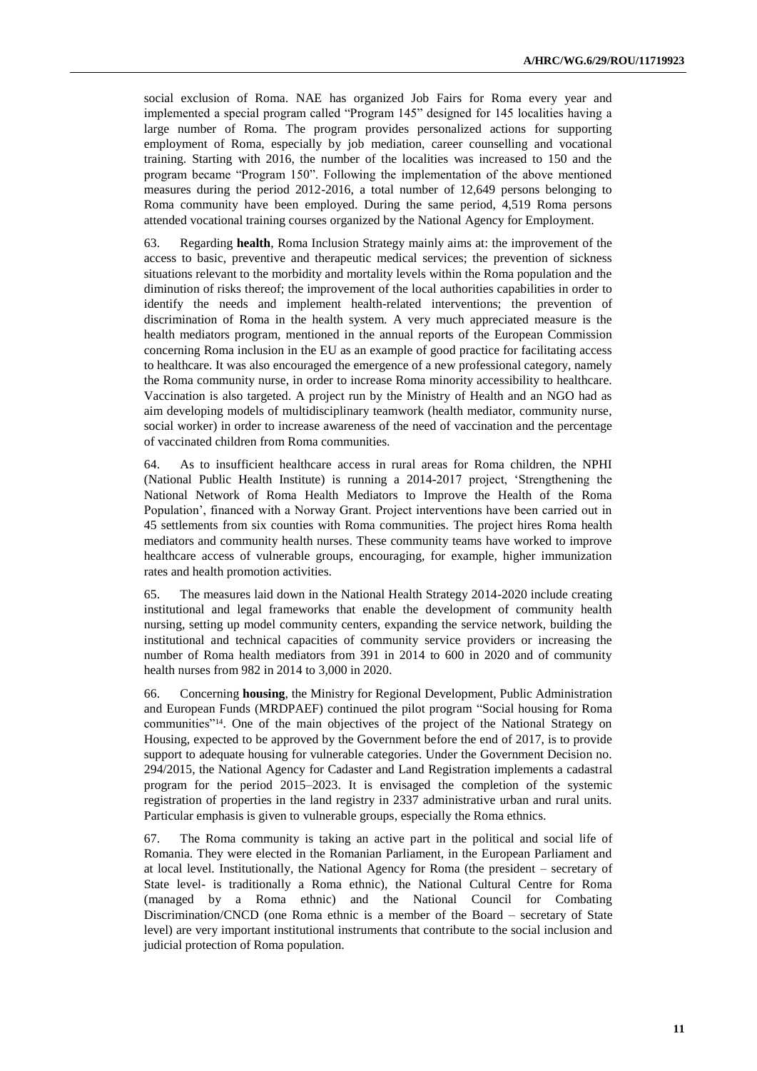social exclusion of Roma. NAE has organized Job Fairs for Roma every year and implemented a special program called "Program 145" designed for 145 localities having a large number of Roma. The program provides personalized actions for supporting employment of Roma, especially by job mediation, career counselling and vocational training. Starting with 2016, the number of the localities was increased to 150 and the program became "Program 150". Following the implementation of the above mentioned measures during the period 2012-2016, a total number of 12,649 persons belonging to Roma community have been employed. During the same period, 4,519 Roma persons attended vocational training courses organized by the National Agency for Employment.

63. Regarding **health**, Roma Inclusion Strategy mainly aims at: the improvement of the access to basic, preventive and therapeutic medical services; the prevention of sickness situations relevant to the morbidity and mortality levels within the Roma population and the diminution of risks thereof; the improvement of the local authorities capabilities in order to identify the needs and implement health-related interventions; the prevention of discrimination of Roma in the health system. A very much appreciated measure is the health mediators program, mentioned in the annual reports of the European Commission concerning Roma inclusion in the EU as an example of good practice for facilitating access to healthcare. It was also encouraged the emergence of a new professional category, namely the Roma community nurse, in order to increase Roma minority accessibility to healthcare. Vaccination is also targeted. A project run by the Ministry of Health and an NGO had as aim developing models of multidisciplinary teamwork (health mediator, community nurse, social worker) in order to increase awareness of the need of vaccination and the percentage of vaccinated children from Roma communities.

64. As to insufficient healthcare access in rural areas for Roma children, the NPHI (National Public Health Institute) is running a 2014-2017 project, 'Strengthening the National Network of Roma Health Mediators to Improve the Health of the Roma Population', financed with a Norway Grant. Project interventions have been carried out in 45 settlements from six counties with Roma communities. The project hires Roma health mediators and community health nurses. These community teams have worked to improve healthcare access of vulnerable groups, encouraging, for example, higher immunization rates and health promotion activities.

65. The measures laid down in the National Health Strategy 2014-2020 include creating institutional and legal frameworks that enable the development of community health nursing, setting up model community centers, expanding the service network, building the institutional and technical capacities of community service providers or increasing the number of Roma health mediators from 391 in 2014 to 600 in 2020 and of community health nurses from 982 in 2014 to 3,000 in 2020.

66. Concerning **housing**, the Ministry for Regional Development, Public Administration and European Funds (MRDPAEF) continued the pilot program "Social housing for Roma communities"[14]. One of the main objectives of the project of the National Strategy on Housing, expected to be approved by the Government before the end of 2017, is to provide support to adequate housing for vulnerable categories. Under the Government Decision no. 294/2015, the National Agency for Cadaster and Land Registration implements a cadastral program for the period 2015–2023. It is envisaged the completion of the systemic registration of properties in the land registry in 2337 administrative urban and rural units. Particular emphasis is given to vulnerable groups, especially the Roma ethnics.

67. The Roma community is taking an active part in the political and social life of Romania. They were elected in the Romanian Parliament, in the European Parliament and at local level. Institutionally, the National Agency for Roma (the president – secretary of State level- is traditionally a Roma ethnic), the National Cultural Centre for Roma (managed by a Roma ethnic) and the National Council for Combating Discrimination/CNCD (one Roma ethnic is a member of the Board – secretary of State level) are very important institutional instruments that contribute to the social inclusion and judicial protection of Roma population.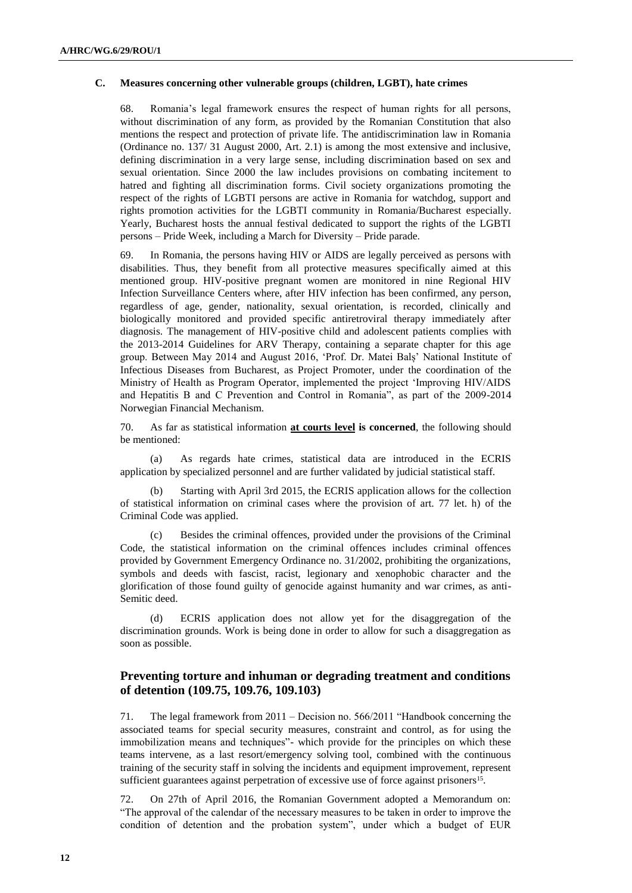### C. Measures concerning other vulnerable groups (children, LGBT), hate crimes

68. Romania's legal framework ensures the respect of human rights for all persons, without discrimination of any form, as provided by the Romanian Constitution that also mentions the respect and protection of private life. The antidiscrimination law in Romania (Ordinance no. 137/ 31 August 2000, Art. 2.1) is among the most extensive and inclusive, defining discrimination in a very large sense, including discrimination based on sex and sexual orientation. Since 2000 the law includes provisions on combating incitement to hatred and fighting all discrimination forms. Civil society organizations promoting the respect of the rights of LGBTI persons are active in Romania for watchdog, support and rights promotion activities for the LGBTI community in Romania/Bucharest especially. Yearly, Bucharest hosts the annual festival dedicated to support the rights of the LGBTI persons – Pride Week, including a March for Diversity – Pride parade.

69. In Romania, the persons having HIV or AIDS are legally perceived as persons with disabilities. Thus, they benefit from all protective measures specifically aimed at this mentioned group. HIV-positive pregnant women are monitored in nine Regional HIV Infection Surveillance Centers where, after HIV infection has been confirmed, any person, regardless of age, gender, nationality, sexual orientation, is recorded, clinically and biologically monitored and provided specific antiretroviral therapy immediately after diagnosis. The management of HIV-positive child and adolescent patients complies with the 2013-2014 Guidelines for ARV Therapy, containing a separate chapter for this age group. Between May 2014 and August 2016, 'Prof. Dr. Matei Balș' National Institute of Infectious Diseases from Bucharest, as Project Promoter, under the coordination of the Ministry of Health as Program Operator, implemented the project 'Improving HIV/AIDS and Hepatitis B and C Prevention and Control in Romania", as part of the 2009-2014 Norwegian Financial Mechanism.

70. As far as statistical information **at courts level is concerned**, the following should be mentioned:

(a) As regards hate crimes, statistical data are introduced in the ECRIS application by specialized personnel and are further validated by judicial statistical staff.

(b) Starting with April 3rd 2015, the ECRIS application allows for the collection of statistical information on criminal cases where the provision of art. 77 let. h) of the Criminal Code was applied.

(c) Besides the criminal offences, provided under the provisions of the Criminal Code, the statistical information on the criminal offences includes criminal offences provided by Government Emergency Ordinance no. 31/2002, prohibiting the organizations, symbols and deeds with fascist, racist, legionary and xenophobic character and the glorification of those found guilty of genocide against humanity and war crimes, as anti-Semitic deed.

(d) ECRIS application does not allow yet for the disaggregation of the discrimination grounds. Work is being done in order to allow for such a disaggregation as soon as possible.

## Preventing torture and inhuman or degrading treatment and conditions of detention (109.75, 109.76, 109.103)

71. The legal framework from 2011 – Decision no. 566/2011 "Handbook concerning the associated teams for special security measures, constraint and control, as for using the immobilization means and techniques"- which provide for the principles on which these teams intervene, as a last resort/emergency solving tool, combined with the continuous training of the security staff in solving the incidents and equipment improvement, represent sufficient guarantees against perpetration of excessive use of force against prisoners[15].

72. On 27th of April 2016, the Romanian Government adopted a Memorandum on: "The approval of the calendar of the necessary measures to be taken in order to improve the condition of detention and the probation system", under which a budget of EUR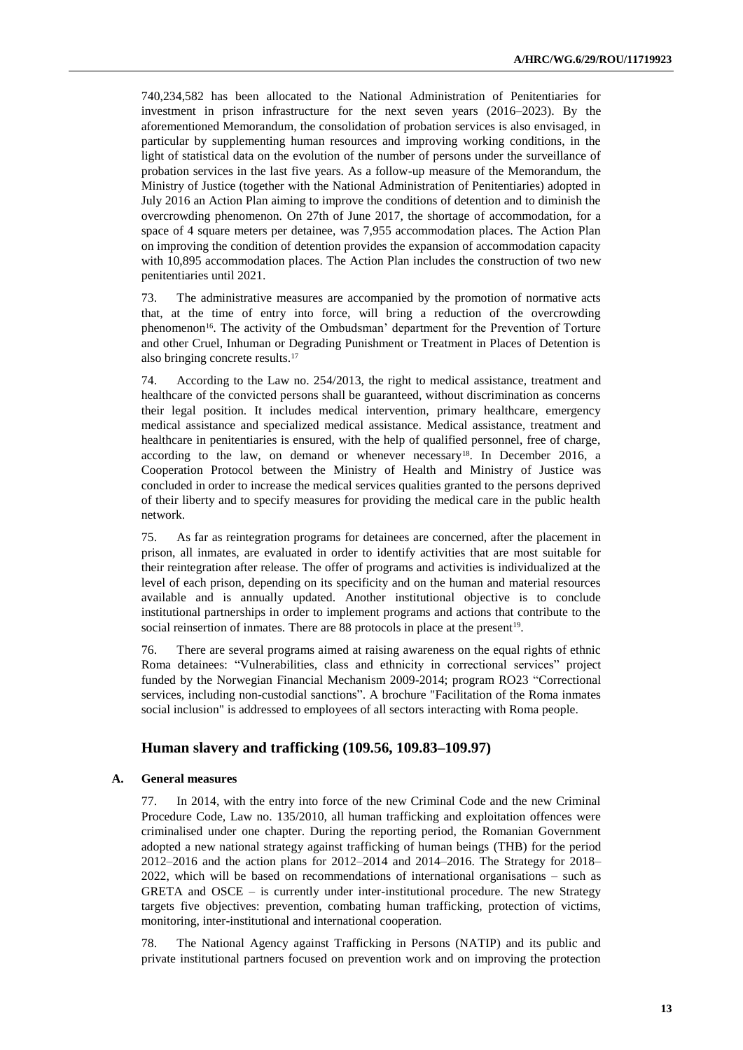740,234,582 has been allocated to the National Administration of Penitentiaries for investment in prison infrastructure for the next seven years (2016–2023). By the aforementioned Memorandum, the consolidation of probation services is also envisaged, in particular by supplementing human resources and improving working conditions, in the light of statistical data on the evolution of the number of persons under the surveillance of probation services in the last five years. As a follow-up measure of the Memorandum, the Ministry of Justice (together with the National Administration of Penitentiaries) adopted in July 2016 an Action Plan aiming to improve the conditions of detention and to diminish the overcrowding phenomenon. On 27th of June 2017, the shortage of accommodation, for a space of 4 square meters per detainee, was 7,955 accommodation places. The Action Plan on improving the condition of detention provides the expansion of accommodation capacity with 10,895 accommodation places. The Action Plan includes the construction of two new penitentiaries until 2021.

73. The administrative measures are accompanied by the promotion of normative acts that, at the time of entry into force, will bring a reduction of the overcrowding phenomenon[16]. The activity of the Ombudsman' department for the Prevention of Torture and other Cruel, Inhuman or Degrading Punishment or Treatment in Places of Detention is also bringing concrete results.[17]

74. According to the Law no. 254/2013, the right to medical assistance, treatment and healthcare of the convicted persons shall be guaranteed, without discrimination as concerns their legal position. It includes medical intervention, primary healthcare, emergency medical assistance and specialized medical assistance. Medical assistance, treatment and healthcare in penitentiaries is ensured, with the help of qualified personnel, free of charge, according to the law, on demand or whenever necessary[18]. In December 2016, a Cooperation Protocol between the Ministry of Health and Ministry of Justice was concluded in order to increase the medical services qualities granted to the persons deprived of their liberty and to specify measures for providing the medical care in the public health network.

75. As far as reintegration programs for detainees are concerned, after the placement in prison, all inmates, are evaluated in order to identify activities that are most suitable for their reintegration after release. The offer of programs and activities is individualized at the level of each prison, depending on its specificity and on the human and material resources available and is annually updated. Another institutional objective is to conclude institutional partnerships in order to implement programs and actions that contribute to the social reinsertion of inmates. There are 88 protocols in place at the present[19].

76. There are several programs aimed at raising awareness on the equal rights of ethnic Roma detainees: "Vulnerabilities, class and ethnicity in correctional services" project funded by the Norwegian Financial Mechanism 2009-2014; program RO23 "Correctional services, including non-custodial sanctions". A brochure "Facilitation of the Roma inmates social inclusion" is addressed to employees of all sectors interacting with Roma people.

## Human slavery and trafficking (109.56, 109.83–109.97)

### A. General measures

77. In 2014, with the entry into force of the new Criminal Code and the new Criminal Procedure Code, Law no. 135/2010, all human trafficking and exploitation offences were criminalised under one chapter. During the reporting period, the Romanian Government adopted a new national strategy against trafficking of human beings (THB) for the period 2012–2016 and the action plans for 2012–2014 and 2014–2016. The Strategy for 2018–2022, which will be based on recommendations of international organisations – such as GRETA and OSCE – is currently under inter-institutional procedure. The new Strategy targets five objectives: prevention, combating human trafficking, protection of victims, monitoring, inter-institutional and international cooperation.

78. The National Agency against Trafficking in Persons (NATIP) and its public and private institutional partners focused on prevention work and on improving the protection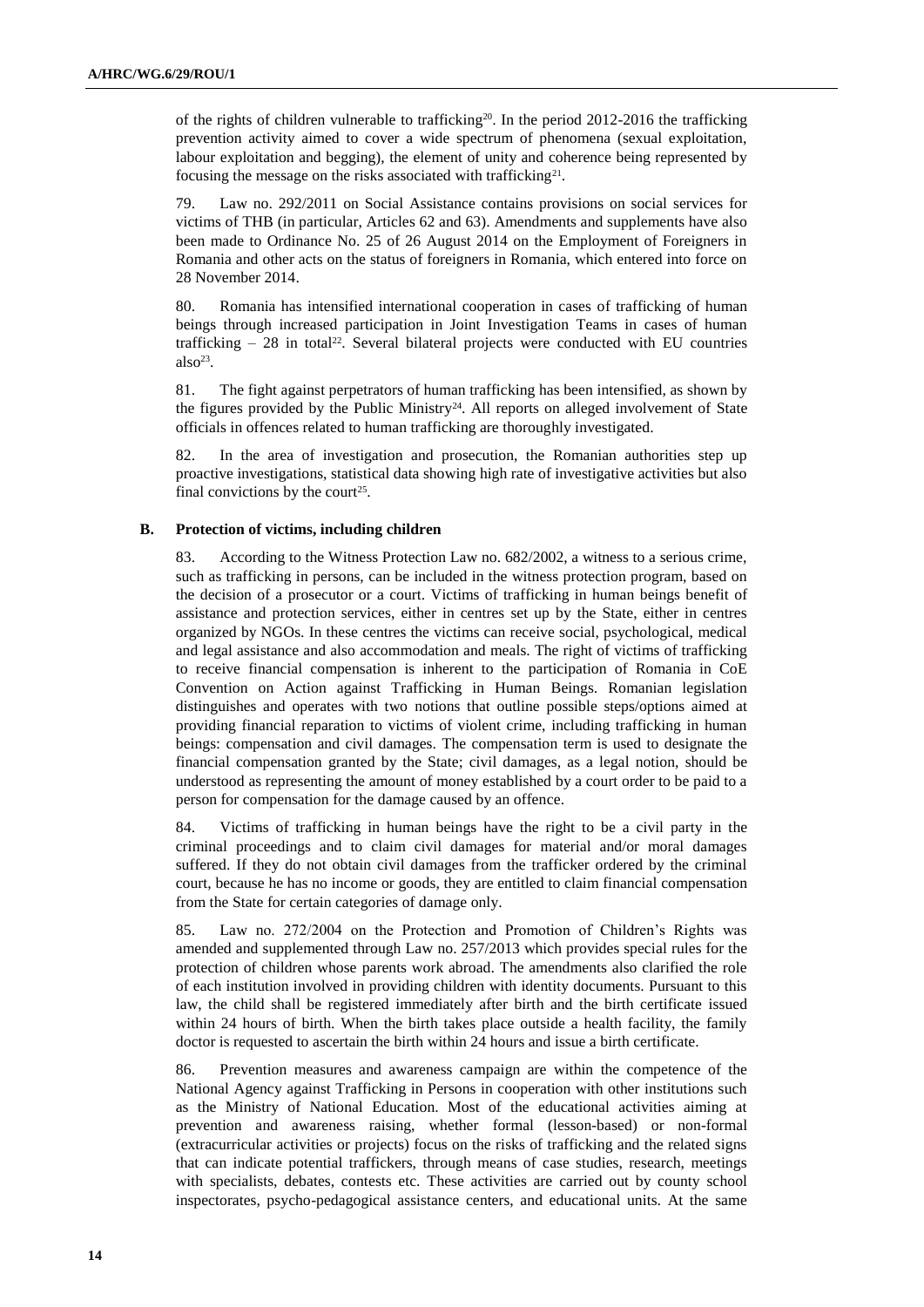of the rights of children vulnerable to trafficking[20]. In the period 2012-2016 the trafficking prevention activity aimed to cover a wide spectrum of phenomena (sexual exploitation, labour exploitation and begging), the element of unity and coherence being represented by focusing the message on the risks associated with trafficking[21].

79. Law no. 292/2011 on Social Assistance contains provisions on social services for victims of THB (in particular, Articles 62 and 63). Amendments and supplements have also been made to Ordinance No. 25 of 26 August 2014 on the Employment of Foreigners in Romania and other acts on the status of foreigners in Romania, which entered into force on 28 November 2014.

80. Romania has intensified international cooperation in cases of trafficking of human beings through increased participation in Joint Investigation Teams in cases of human trafficking – 28 in total[22]. Several bilateral projects were conducted with EU countries also[23].

81. The fight against perpetrators of human trafficking has been intensified, as shown by the figures provided by the Public Ministry[24]. All reports on alleged involvement of State officials in offences related to human trafficking are thoroughly investigated.

82. In the area of investigation and prosecution, the Romanian authorities step up proactive investigations, statistical data showing high rate of investigative activities but also final convictions by the court[25].

### B. Protection of victims, including children

83. According to the Witness Protection Law no. 682/2002, a witness to a serious crime, such as trafficking in persons, can be included in the witness protection program, based on the decision of a prosecutor or a court. Victims of trafficking in human beings benefit of assistance and protection services, either in centres set up by the State, either in centres organized by NGOs. In these centres the victims can receive social, psychological, medical and legal assistance and also accommodation and meals. The right of victims of trafficking to receive financial compensation is inherent to the participation of Romania in CoE Convention on Action against Trafficking in Human Beings. Romanian legislation distinguishes and operates with two notions that outline possible steps/options aimed at providing financial reparation to victims of violent crime, including trafficking in human beings: compensation and civil damages. The compensation term is used to designate the financial compensation granted by the State; civil damages, as a legal notion, should be understood as representing the amount of money established by a court order to be paid to a person for compensation for the damage caused by an offence.

84. Victims of trafficking in human beings have the right to be a civil party in the criminal proceedings and to claim civil damages for material and/or moral damages suffered. If they do not obtain civil damages from the trafficker ordered by the criminal court, because he has no income or goods, they are entitled to claim financial compensation from the State for certain categories of damage only.

85. Law no. 272/2004 on the Protection and Promotion of Children's Rights was amended and supplemented through Law no. 257/2013 which provides special rules for the protection of children whose parents work abroad. The amendments also clarified the role of each institution involved in providing children with identity documents. Pursuant to this law, the child shall be registered immediately after birth and the birth certificate issued within 24 hours of birth. When the birth takes place outside a health facility, the family doctor is requested to ascertain the birth within 24 hours and issue a birth certificate.

86. Prevention measures and awareness campaign are within the competence of the National Agency against Trafficking in Persons in cooperation with other institutions such as the Ministry of National Education. Most of the educational activities aiming at prevention and awareness raising, whether formal (lesson-based) or non-formal (extracurricular activities or projects) focus on the risks of trafficking and the related signs that can indicate potential traffickers, through means of case studies, research, meetings with specialists, debates, contests etc. These activities are carried out by county school inspectorates, psycho-pedagogical assistance centers, and educational units. At the same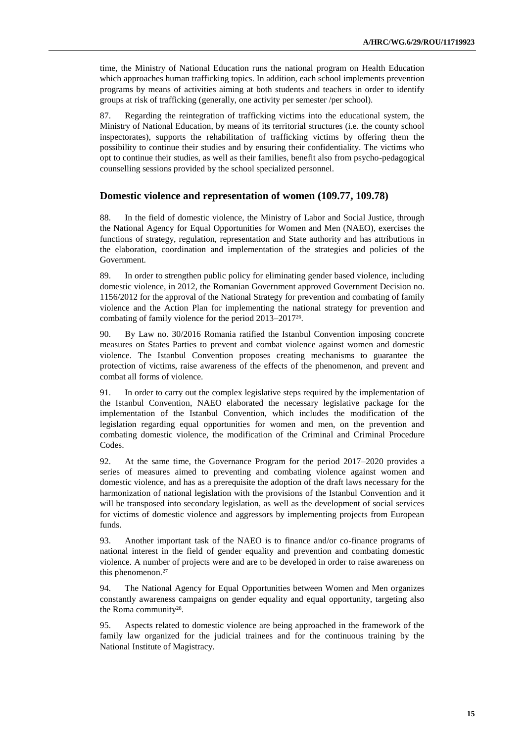time, the Ministry of National Education runs the national program on Health Education which approaches human trafficking topics. In addition, each school implements prevention programs by means of activities aiming at both students and teachers in order to identify groups at risk of trafficking (generally, one activity per semester /per school).

87. Regarding the reintegration of trafficking victims into the educational system, the Ministry of National Education, by means of its territorial structures (i.e. the county school inspectorates), supports the rehabilitation of trafficking victims by offering them the possibility to continue their studies and by ensuring their confidentiality. The victims who opt to continue their studies, as well as their families, benefit also from psycho-pedagogical counselling sessions provided by the school specialized personnel.

## Domestic violence and representation of women (109.77, 109.78)

88. In the field of domestic violence, the Ministry of Labor and Social Justice, through the National Agency for Equal Opportunities for Women and Men (NAEO), exercises the functions of strategy, regulation, representation and State authority and has attributions in the elaboration, coordination and implementation of the strategies and policies of the Government.

89. In order to strengthen public policy for eliminating gender based violence, including domestic violence, in 2012, the Romanian Government approved Government Decision no. 1156/2012 for the approval of the National Strategy for prevention and combating of family violence and the Action Plan for implementing the national strategy for prevention and combating of family violence for the period 2013–2017[26].

90. By Law no. 30/2016 Romania ratified the Istanbul Convention imposing concrete measures on States Parties to prevent and combat violence against women and domestic violence. The Istanbul Convention proposes creating mechanisms to guarantee the protection of victims, raise awareness of the effects of the phenomenon, and prevent and combat all forms of violence.

91. In order to carry out the complex legislative steps required by the implementation of the Istanbul Convention, NAEO elaborated the necessary legislative package for the implementation of the Istanbul Convention, which includes the modification of the legislation regarding equal opportunities for women and men, on the prevention and combating domestic violence, the modification of the Criminal and Criminal Procedure Codes.

92. At the same time, the Governance Program for the period 2017–2020 provides a series of measures aimed to preventing and combating violence against women and domestic violence, and has as a prerequisite the adoption of the draft laws necessary for the harmonization of national legislation with the provisions of the Istanbul Convention and it will be transposed into secondary legislation, as well as the development of social services for victims of domestic violence and aggressors by implementing projects from European funds.

93. Another important task of the NAEO is to finance and/or co-finance programs of national interest in the field of gender equality and prevention and combating domestic violence. A number of projects were and are to be developed in order to raise awareness on this phenomenon.[27]

94. The National Agency for Equal Opportunities between Women and Men organizes constantly awareness campaigns on gender equality and equal opportunity, targeting also the Roma community[28].

95. Aspects related to domestic violence are being approached in the framework of the family law organized for the judicial trainees and for the continuous training by the National Institute of Magistracy.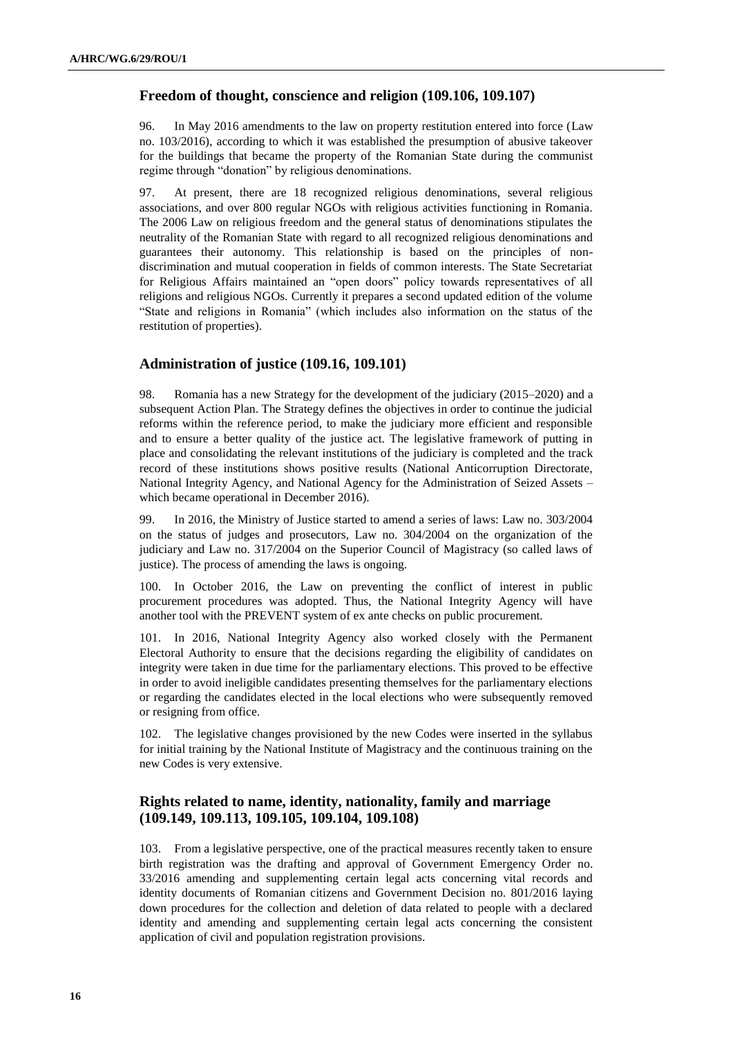## Freedom of thought, conscience and religion (109.106, 109.107)

96. In May 2016 amendments to the law on property restitution entered into force (Law no. 103/2016), according to which it was established the presumption of abusive takeover for the buildings that became the property of the Romanian State during the communist regime through "donation" by religious denominations.

97. At present, there are 18 recognized religious denominations, several religious associations, and over 800 regular NGOs with religious activities functioning in Romania. The 2006 Law on religious freedom and the general status of denominations stipulates the neutrality of the Romanian State with regard to all recognized religious denominations and guarantees their autonomy. This relationship is based on the principles of non-discrimination and mutual cooperation in fields of common interests. The State Secretariat for Religious Affairs maintained an "open doors" policy towards representatives of all religions and religious NGOs. Currently it prepares a second updated edition of the volume "State and religions in Romania" (which includes also information on the status of the restitution of properties).

## Administration of justice (109.16, 109.101)

98. Romania has a new Strategy for the development of the judiciary (2015–2020) and a subsequent Action Plan. The Strategy defines the objectives in order to continue the judicial reforms within the reference period, to make the judiciary more efficient and responsible and to ensure a better quality of the justice act. The legislative framework of putting in place and consolidating the relevant institutions of the judiciary is completed and the track record of these institutions shows positive results (National Anticorruption Directorate, National Integrity Agency, and National Agency for the Administration of Seized Assets – which became operational in December 2016).

99. In 2016, the Ministry of Justice started to amend a series of laws: Law no. 303/2004 on the status of judges and prosecutors, Law no. 304/2004 on the organization of the judiciary and Law no. 317/2004 on the Superior Council of Magistracy (so called laws of justice). The process of amending the laws is ongoing.

100. In October 2016, the Law on preventing the conflict of interest in public procurement procedures was adopted. Thus, the National Integrity Agency will have another tool with the PREVENT system of ex ante checks on public procurement.

101. In 2016, National Integrity Agency also worked closely with the Permanent Electoral Authority to ensure that the decisions regarding the eligibility of candidates on integrity were taken in due time for the parliamentary elections. This proved to be effective in order to avoid ineligible candidates presenting themselves for the parliamentary elections or regarding the candidates elected in the local elections who were subsequently removed or resigning from office.

102. The legislative changes provisioned by the new Codes were inserted in the syllabus for initial training by the National Institute of Magistracy and the continuous training on the new Codes is very extensive.

## Rights related to name, identity, nationality, family and marriage (109.149, 109.113, 109.105, 109.104, 109.108)

103. From a legislative perspective, one of the practical measures recently taken to ensure birth registration was the drafting and approval of Government Emergency Order no. 33/2016 amending and supplementing certain legal acts concerning vital records and identity documents of Romanian citizens and Government Decision no. 801/2016 laying down procedures for the collection and deletion of data related to people with a declared identity and amending and supplementing certain legal acts concerning the consistent application of civil and population registration provisions.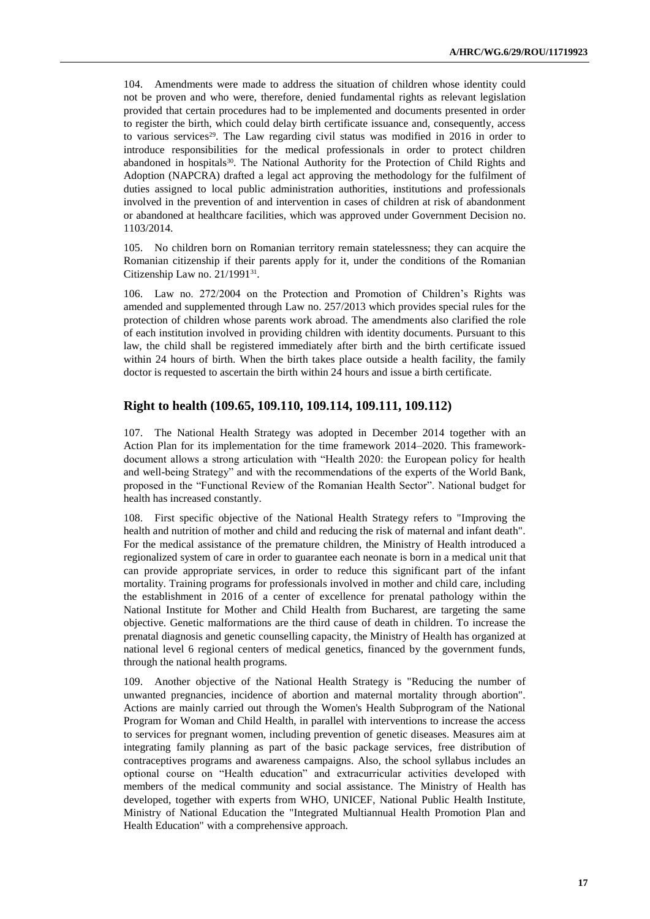104. Amendments were made to address the situation of children whose identity could not be proven and who were, therefore, denied fundamental rights as relevant legislation provided that certain procedures had to be implemented and documents presented in order to register the birth, which could delay birth certificate issuance and, consequently, access to various services[29]. The Law regarding civil status was modified in 2016 in order to introduce responsibilities for the medical professionals in order to protect children abandoned in hospitals[30]. The National Authority for the Protection of Child Rights and Adoption (NAPCRA) drafted a legal act approving the methodology for the fulfilment of duties assigned to local public administration authorities, institutions and professionals involved in the prevention of and intervention in cases of children at risk of abandonment or abandoned at healthcare facilities, which was approved under Government Decision no. 1103/2014.

105. No children born on Romanian territory remain statelessness; they can acquire the Romanian citizenship if their parents apply for it, under the conditions of the Romanian Citizenship Law no. 21/1991[31].

106. Law no. 272/2004 on the Protection and Promotion of Children's Rights was amended and supplemented through Law no. 257/2013 which provides special rules for the protection of children whose parents work abroad. The amendments also clarified the role of each institution involved in providing children with identity documents. Pursuant to this law, the child shall be registered immediately after birth and the birth certificate issued within 24 hours of birth. When the birth takes place outside a health facility, the family doctor is requested to ascertain the birth within 24 hours and issue a birth certificate.

## Right to health (109.65, 109.110, 109.114, 109.111, 109.112)

107. The National Health Strategy was adopted in December 2014 together with an Action Plan for its implementation for the time framework 2014–2020. This framework-document allows a strong articulation with "Health 2020: the European policy for health and well-being Strategy" and with the recommendations of the experts of the World Bank, proposed in the "Functional Review of the Romanian Health Sector". National budget for health has increased constantly.

108. First specific objective of the National Health Strategy refers to "Improving the health and nutrition of mother and child and reducing the risk of maternal and infant death". For the medical assistance of the premature children, the Ministry of Health introduced a regionalized system of care in order to guarantee each neonate is born in a medical unit that can provide appropriate services, in order to reduce this significant part of the infant mortality. Training programs for professionals involved in mother and child care, including the establishment in 2016 of a center of excellence for prenatal pathology within the National Institute for Mother and Child Health from Bucharest, are targeting the same objective. Genetic malformations are the third cause of death in children. To increase the prenatal diagnosis and genetic counselling capacity, the Ministry of Health has organized at national level 6 regional centers of medical genetics, financed by the government funds, through the national health programs.

109. Another objective of the National Health Strategy is "Reducing the number of unwanted pregnancies, incidence of abortion and maternal mortality through abortion". Actions are mainly carried out through the Women's Health Subprogram of the National Program for Woman and Child Health, in parallel with interventions to increase the access to services for pregnant women, including prevention of genetic diseases. Measures aim at integrating family planning as part of the basic package services, free distribution of contraceptives programs and awareness campaigns. Also, the school syllabus includes an optional course on "Health education" and extracurricular activities developed with members of the medical community and social assistance. The Ministry of Health has developed, together with experts from WHO, UNICEF, National Public Health Institute, Ministry of National Education the "Integrated Multiannual Health Promotion Plan and Health Education" with a comprehensive approach.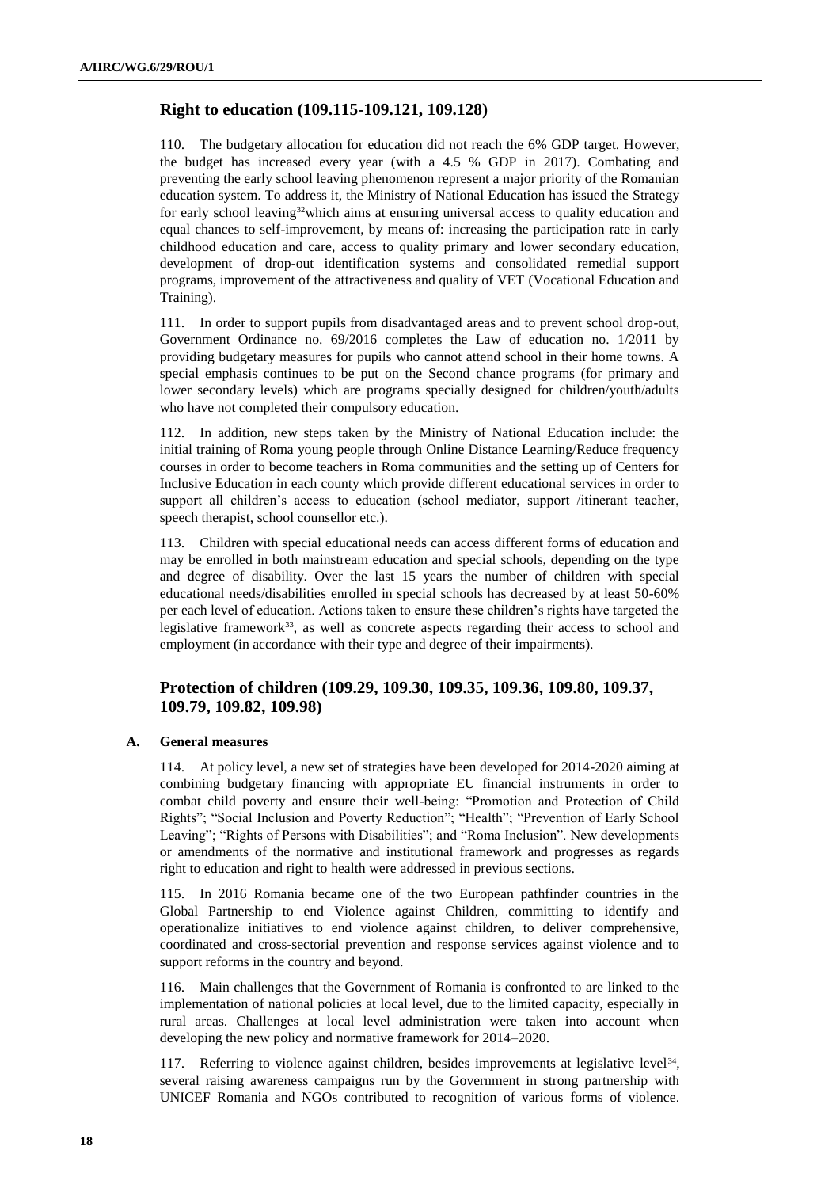## Right to education (109.115-109.121, 109.128)

110. The budgetary allocation for education did not reach the 6% GDP target. However, the budget has increased every year (with a 4.5 % GDP in 2017). Combating and preventing the early school leaving phenomenon represent a major priority of the Romanian education system. To address it, the Ministry of National Education has issued the Strategy for early school leaving[32]which aims at ensuring universal access to quality education and equal chances to self-improvement, by means of: increasing the participation rate in early childhood education and care, access to quality primary and lower secondary education, development of drop-out identification systems and consolidated remedial support programs, improvement of the attractiveness and quality of VET (Vocational Education and Training).

111. In order to support pupils from disadvantaged areas and to prevent school drop-out, Government Ordinance no. 69/2016 completes the Law of education no. 1/2011 by providing budgetary measures for pupils who cannot attend school in their home towns. A special emphasis continues to be put on the Second chance programs (for primary and lower secondary levels) which are programs specially designed for children/youth/adults who have not completed their compulsory education.

112. In addition, new steps taken by the Ministry of National Education include: the initial training of Roma young people through Online Distance Learning/Reduce frequency courses in order to become teachers in Roma communities and the setting up of Centers for Inclusive Education in each county which provide different educational services in order to support all children's access to education (school mediator, support /itinerant teacher, speech therapist, school counsellor etc.).

113. Children with special educational needs can access different forms of education and may be enrolled in both mainstream education and special schools, depending on the type and degree of disability. Over the last 15 years the number of children with special educational needs/disabilities enrolled in special schools has decreased by at least 50-60% per each level of education. Actions taken to ensure these children's rights have targeted the legislative framework[33], as well as concrete aspects regarding their access to school and employment (in accordance with their type and degree of their impairments).

## Protection of children (109.29, 109.30, 109.35, 109.36, 109.80, 109.37, 109.79, 109.82, 109.98)

### A. General measures

114. At policy level, a new set of strategies have been developed for 2014-2020 aiming at combining budgetary financing with appropriate EU financial instruments in order to combat child poverty and ensure their well-being: "Promotion and Protection of Child Rights"; "Social Inclusion and Poverty Reduction"; "Health"; "Prevention of Early School Leaving"; "Rights of Persons with Disabilities"; and "Roma Inclusion". New developments or amendments of the normative and institutional framework and progresses as regards right to education and right to health were addressed in previous sections.

115. In 2016 Romania became one of the two European pathfinder countries in the Global Partnership to end Violence against Children, committing to identify and operationalize initiatives to end violence against children, to deliver comprehensive, coordinated and cross-sectorial prevention and response services against violence and to support reforms in the country and beyond.

116. Main challenges that the Government of Romania is confronted to are linked to the implementation of national policies at local level, due to the limited capacity, especially in rural areas. Challenges at local level administration were taken into account when developing the new policy and normative framework for 2014–2020.

117. Referring to violence against children, besides improvements at legislative level[34], several raising awareness campaigns run by the Government in strong partnership with UNICEF Romania and NGOs contributed to recognition of various forms of violence.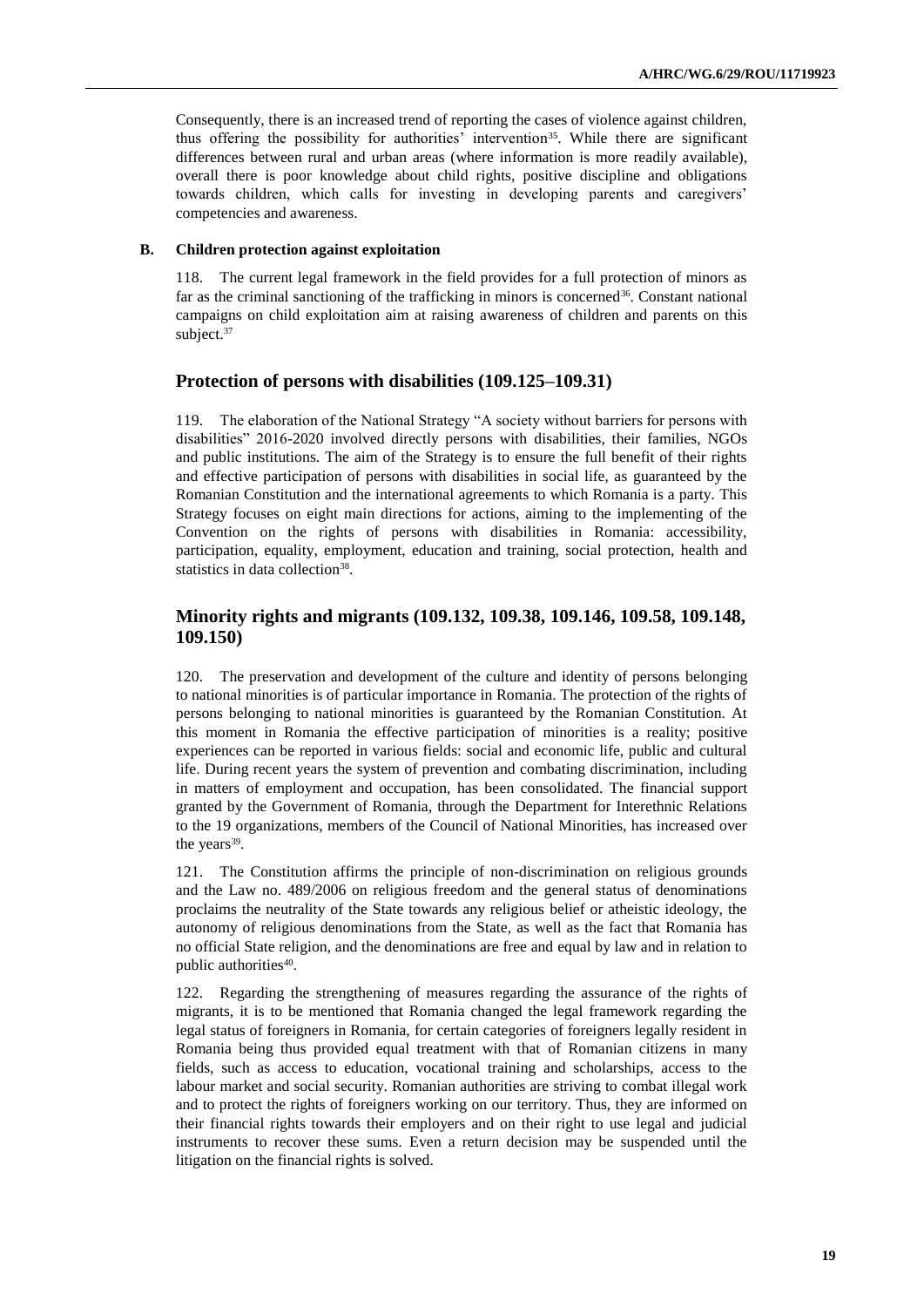Consequently, there is an increased trend of reporting the cases of violence against children, thus offering the possibility for authorities' intervention[35]. While there are significant differences between rural and urban areas (where information is more readily available), overall there is poor knowledge about child rights, positive discipline and obligations towards children, which calls for investing in developing parents and caregivers' competencies and awareness.

### B. Children protection against exploitation

118. The current legal framework in the field provides for a full protection of minors as far as the criminal sanctioning of the trafficking in minors is concerned[36]. Constant national campaigns on child exploitation aim at raising awareness of children and parents on this subject.[37]

## Protection of persons with disabilities (109.125–109.31)

119. The elaboration of the National Strategy "A society without barriers for persons with disabilities" 2016-2020 involved directly persons with disabilities, their families, NGOs and public institutions. The aim of the Strategy is to ensure the full benefit of their rights and effective participation of persons with disabilities in social life, as guaranteed by the Romanian Constitution and the international agreements to which Romania is a party. This Strategy focuses on eight main directions for actions, aiming to the implementing of the Convention on the rights of persons with disabilities in Romania: accessibility, participation, equality, employment, education and training, social protection, health and statistics in data collection[38].

## Minority rights and migrants (109.132, 109.38, 109.146, 109.58, 109.148, 109.150)

120. The preservation and development of the culture and identity of persons belonging to national minorities is of particular importance in Romania. The protection of the rights of persons belonging to national minorities is guaranteed by the Romanian Constitution. At this moment in Romania the effective participation of minorities is a reality; positive experiences can be reported in various fields: social and economic life, public and cultural life. During recent years the system of prevention and combating discrimination, including in matters of employment and occupation, has been consolidated. The financial support granted by the Government of Romania, through the Department for Interethnic Relations to the 19 organizations, members of the Council of National Minorities, has increased over the years[39].

121. The Constitution affirms the principle of non-discrimination on religious grounds and the Law no. 489/2006 on religious freedom and the general status of denominations proclaims the neutrality of the State towards any religious belief or atheistic ideology, the autonomy of religious denominations from the State, as well as the fact that Romania has no official State religion, and the denominations are free and equal by law and in relation to public authorities[40].

122. Regarding the strengthening of measures regarding the assurance of the rights of migrants, it is to be mentioned that Romania changed the legal framework regarding the legal status of foreigners in Romania, for certain categories of foreigners legally resident in Romania being thus provided equal treatment with that of Romanian citizens in many fields, such as access to education, vocational training and scholarships, access to the labour market and social security. Romanian authorities are striving to combat illegal work and to protect the rights of foreigners working on our territory. Thus, they are informed on their financial rights towards their employers and on their right to use legal and judicial instruments to recover these sums. Even a return decision may be suspended until the litigation on the financial rights is solved.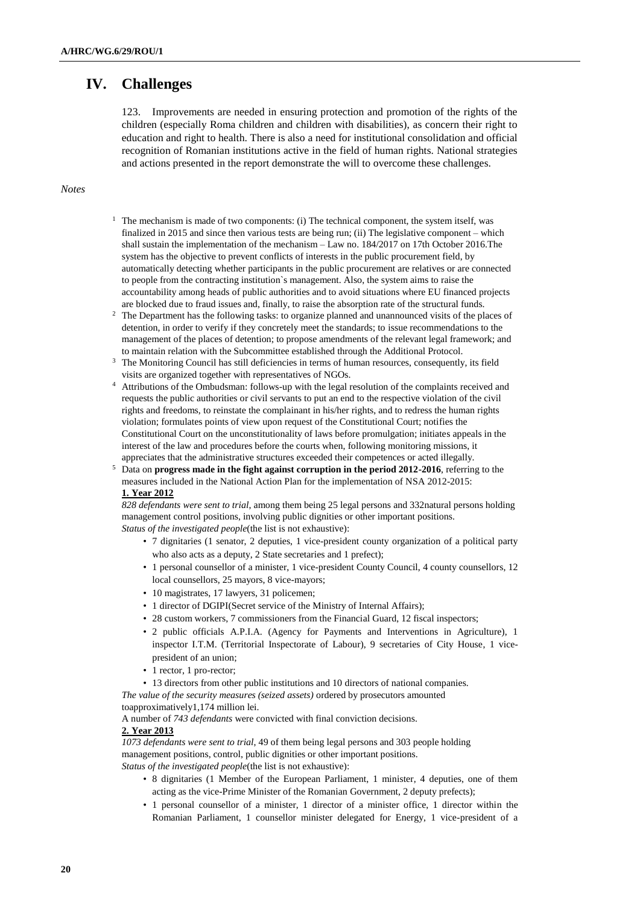# IV. Challenges

123. Improvements are needed in ensuring protection and promotion of the rights of the children (especially Roma children and children with disabilities), as concern their right to education and right to health. There is also a need for institutional consolidation and official recognition of Romanian institutions active in the field of human rights. National strategies and actions presented in the report demonstrate the will to overcome these challenges.

*Notes*

[1] The mechanism is made of two components: (i) The technical component, the system itself, was finalized in 2015 and since then various tests are being run; (ii) The legislative component – which shall sustain the implementation of the mechanism – Law no. 184/2017 on 17th October 2016.The system has the objective to prevent conflicts of interests in the public procurement field, by automatically detecting whether participants in the public procurement are relatives or are connected to people from the contracting institution`s management. Also, the system aims to raise the accountability among heads of public authorities and to avoid situations where EU financed projects are blocked due to fraud issues and, finally, to raise the absorption rate of the structural funds.

[2] The Department has the following tasks: to organize planned and unannounced visits of the places of detention, in order to verify if they concretely meet the standards; to issue recommendations to the management of the places of detention; to propose amendments of the relevant legal framework; and to maintain relation with the Subcommittee established through the Additional Protocol.

[3] The Monitoring Council has still deficiencies in terms of human resources, consequently, its field visits are organized together with representatives of NGOs.

[4] Attributions of the Ombudsman: follows-up with the legal resolution of the complaints received and requests the public authorities or civil servants to put an end to the respective violation of the civil rights and freedoms, to reinstate the complainant in his/her rights, and to redress the human rights violation; formulates points of view upon request of the Constitutional Court; notifies the Constitutional Court on the unconstitutionality of laws before promulgation; initiates appeals in the interest of the law and procedures before the courts when, following monitoring missions, it appreciates that the administrative structures exceeded their competences or acted illegally.

[5] Data on **progress made in the fight against corruption in the period 2012-2016**, referring to the measures included in the National Action Plan for the implementation of NSA 2012-2015:

**1. Year 2012**

*828 defendants were sent to trial*, among them being 25 legal persons and 332natural persons holding management control positions, involving public dignities or other important positions.
*Status of the investigated people*(the list is not exhaustive):

- 7 dignitaries (1 senator, 2 deputies, 1 vice-president county organization of a political party who also acts as a deputy, 2 State secretaries and 1 prefect);
- 1 personal counsellor of a minister, 1 vice-president County Council, 4 county counsellors, 12 local counsellors, 25 mayors, 8 vice-mayors;
- 10 magistrates, 17 lawyers, 31 policemen;
- 1 director of DGIPI(Secret service of the Ministry of Internal Affairs);
- 28 custom workers, 7 commissioners from the Financial Guard, 12 fiscal inspectors;
- 2 public officials A.P.I.A. (Agency for Payments and Interventions in Agriculture), 1 inspector I.T.M. (Territorial Inspectorate of Labour), 9 secretaries of City House, 1 vice-president of an union;
- 1 rector, 1 pro-rector;
- 13 directors from other public institutions and 10 directors of national companies.

*The value of the security measures (seized assets)* ordered by prosecutors amounted toapproximatively1,174 million lei.

A number of *743 defendants* were convicted with final conviction decisions.

**2. Year 2013**

*1073 defendants were sent to trial*, 49 of them being legal persons and 303 people holding management positions, control, public dignities or other important positions.
*Status of the investigated people*(the list is not exhaustive):

- 8 dignitaries (1 Member of the European Parliament, 1 minister, 4 deputies, one of them acting as the vice-Prime Minister of the Romanian Government, 2 deputy prefects);
- 1 personal counsellor of a minister, 1 director of a minister office, 1 director within the Romanian Parliament, 1 counsellor minister delegated for Energy, 1 vice-president of a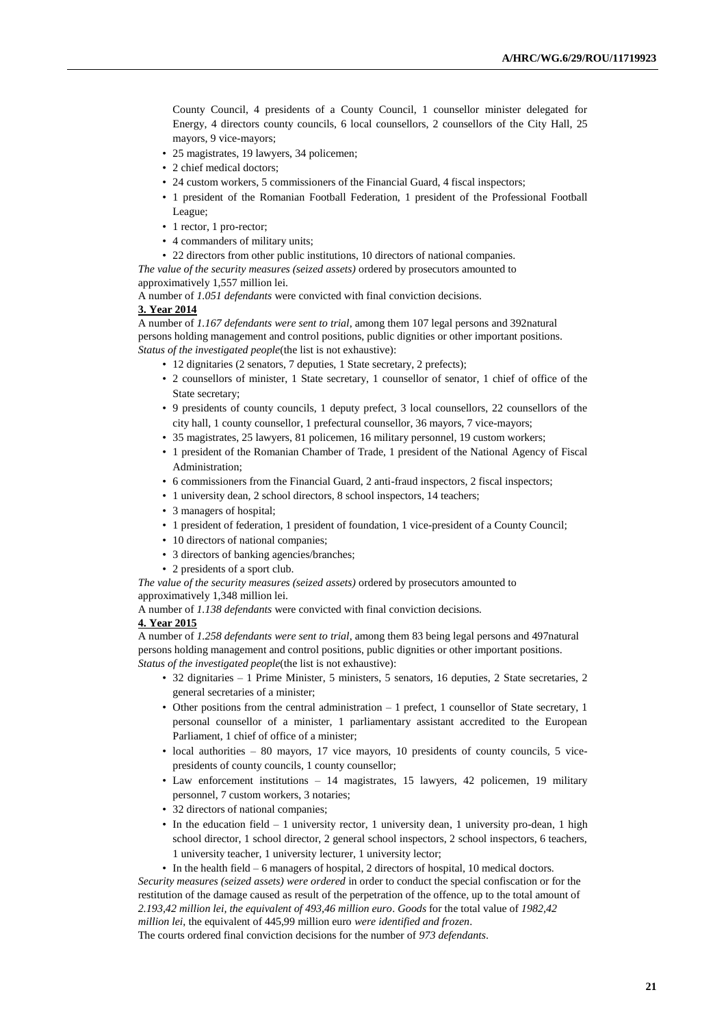County Council, 4 presidents of a County Council, 1 counsellor minister delegated for Energy, 4 directors county councils, 6 local counsellors, 2 counsellors of the City Hall, 25 mayors, 9 vice-mayors;

- 25 magistrates, 19 lawyers, 34 policemen;
- 2 chief medical doctors;
- 24 custom workers, 5 commissioners of the Financial Guard, 4 fiscal inspectors;
- 1 president of the Romanian Football Federation, 1 president of the Professional Football League;
- 1 rector, 1 pro-rector;
- 4 commanders of military units;
- 22 directors from other public institutions, 10 directors of national companies.

*The value of the security measures (seized assets)* ordered by prosecutors amounted to approximatively 1,557 million lei.

A number of *1.051 defendants* were convicted with final conviction decisions.

**3. Year 2014**

A number of *1.167 defendants were sent to trial*, among them 107 legal persons and 392natural persons holding management and control positions, public dignities or other important positions. *Status of the investigated people*(the list is not exhaustive):

- 12 dignitaries (2 senators, 7 deputies, 1 State secretary, 2 prefects);
- 2 counsellors of minister, 1 State secretary, 1 counsellor of senator, 1 chief of office of the State secretary;
- 9 presidents of county councils, 1 deputy prefect, 3 local counsellors, 22 counsellors of the city hall, 1 county counsellor, 1 prefectural counsellor, 36 mayors, 7 vice-mayors;
- 35 magistrates, 25 lawyers, 81 policemen, 16 military personnel, 19 custom workers;
- 1 president of the Romanian Chamber of Trade, 1 president of the National Agency of Fiscal Administration;
- 6 commissioners from the Financial Guard, 2 anti-fraud inspectors, 2 fiscal inspectors;
- 1 university dean, 2 school directors, 8 school inspectors, 14 teachers;
- 3 managers of hospital;
- 1 president of federation, 1 president of foundation, 1 vice-president of a County Council;
- 10 directors of national companies;
- 3 directors of banking agencies/branches;
- 2 presidents of a sport club.

*The value of the security measures (seized assets)* ordered by prosecutors amounted to approximatively 1,348 million lei.

A number of *1.138 defendants* were convicted with final conviction decisions.

**4. Year 2015**

A number of *1.258 defendants were sent to trial*, among them 83 being legal persons and 497natural persons holding management and control positions, public dignities or other important positions. *Status of the investigated people*(the list is not exhaustive):

- 32 dignitaries – 1 Prime Minister, 5 ministers, 5 senators, 16 deputies, 2 State secretaries, 2 general secretaries of a minister;
- Other positions from the central administration – 1 prefect, 1 counsellor of State secretary, 1 personal counsellor of a minister, 1 parliamentary assistant accredited to the European Parliament, 1 chief of office of a minister;
- local authorities – 80 mayors, 17 vice mayors, 10 presidents of county councils, 5 vice-presidents of county councils, 1 county counsellor;
- Law enforcement institutions – 14 magistrates, 15 lawyers, 42 policemen, 19 military personnel, 7 custom workers, 3 notaries;
- 32 directors of national companies;
- In the education field – 1 university rector, 1 university dean, 1 university pro-dean, 1 high school director, 1 school director, 2 general school inspectors, 2 school inspectors, 6 teachers, 1 university teacher, 1 university lecturer, 1 university lector;
- In the health field – 6 managers of hospital, 2 directors of hospital, 10 medical doctors.

*Security measures (seized assets) were ordered* in order to conduct the special confiscation or for the restitution of the damage caused as result of the perpetration of the offence, up to the total amount of *2.193,42 million lei, the equivalent of 493,46 million euro*. *Goods* for the total value of *1982,42 million lei*, the equivalent of 445,99 million euro *were identified and frozen*.

The courts ordered final conviction decisions for the number of *973 defendants*.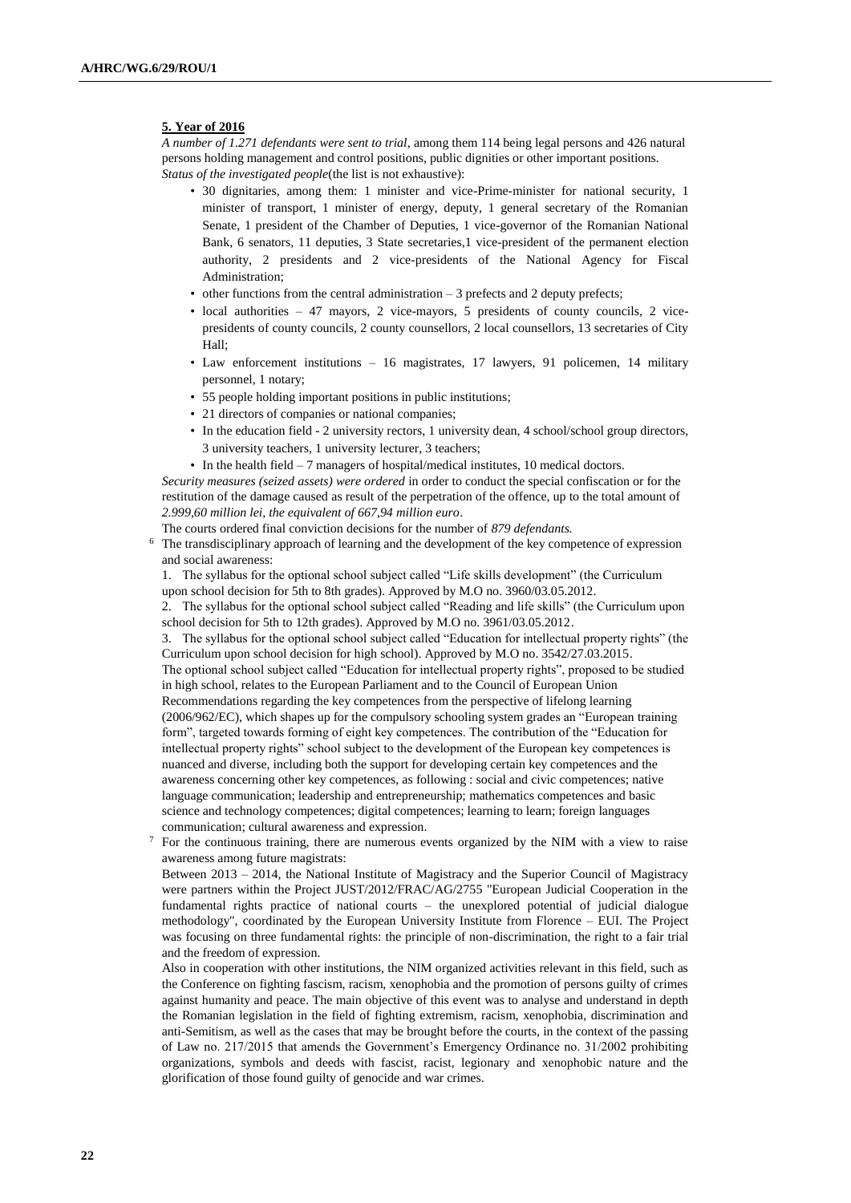**5. Year of 2016**

*A number of 1.271 defendants were sent to trial*, among them 114 being legal persons and 426 natural persons holding management and control positions, public dignities or other important positions.

*Status of the investigated people*(the list is not exhaustive):

- 30 dignitaries, among them: 1 minister and vice-Prime-minister for national security, 1 minister of transport, 1 minister of energy, deputy, 1 general secretary of the Romanian Senate, 1 president of the Chamber of Deputies, 1 vice-governor of the Romanian National Bank, 6 senators, 11 deputies, 3 State secretaries,1 vice-president of the permanent election authority, 2 presidents and 2 vice-presidents of the National Agency for Fiscal Administration;
- other functions from the central administration – 3 prefects and 2 deputy prefects;
- local authorities – 47 mayors, 2 vice-mayors, 5 presidents of county councils, 2 vice-presidents of county councils, 2 county counsellors, 2 local counsellors, 13 secretaries of City Hall;
- Law enforcement institutions – 16 magistrates, 17 lawyers, 91 policemen, 14 military personnel, 1 notary;
- 55 people holding important positions in public institutions;
- 21 directors of companies or national companies;
- In the education field - 2 university rectors, 1 university dean, 4 school/school group directors, 3 university teachers, 1 university lecturer, 3 teachers;
- In the health field – 7 managers of hospital/medical institutes, 10 medical doctors.

*Security measures (seized assets) were ordered* in order to conduct the special confiscation or for the restitution of the damage caused as result of the perpetration of the offence, up to the total amount of *2.999,60 million lei, the equivalent of 667,94 million euro*.

The courts ordered final conviction decisions for the number of *879 defendants.*

[6] The transdisciplinary approach of learning and the development of the key competence of expression and social awareness:

1. The syllabus for the optional school subject called "Life skills development" (the Curriculum upon school decision for 5th to 8th grades). Approved by M.O no. 3960/03.05.2012.
2. The syllabus for the optional school subject called "Reading and life skills" (the Curriculum upon school decision for 5th to 12th grades). Approved by M.O no. 3961/03.05.2012.
3. The syllabus for the optional school subject called "Education for intellectual property rights" (the Curriculum upon school decision for high school). Approved by M.O no. 3542/27.03.2015.

The optional school subject called "Education for intellectual property rights", proposed to be studied in high school, relates to the European Parliament and to the Council of European Union Recommendations regarding the key competences from the perspective of lifelong learning (2006/962/EC), which shapes up for the compulsory schooling system grades an "European training form", targeted towards forming of eight key competences. The contribution of the "Education for intellectual property rights" school subject to the development of the European key competences is nuanced and diverse, including both the support for developing certain key competences and the awareness concerning other key competences, as following : social and civic competences; native language communication; leadership and entrepreneurship; mathematics competences and basic science and technology competences; digital competences; learning to learn; foreign languages communication; cultural awareness and expression.

[7] For the continuous training, there are numerous events organized by the NIM with a view to raise awareness among future magistrates:

Between 2013 – 2014, the National Institute of Magistracy and the Superior Council of Magistracy were partners within the Project JUST/2012/FRAC/AG/2755 "European Judicial Cooperation in the fundamental rights practice of national courts – the unexplored potential of judicial dialogue methodology", coordinated by the European University Institute from Florence – EUI. The Project was focusing on three fundamental rights: the principle of non-discrimination, the right to a fair trial and the freedom of expression.

Also in cooperation with other institutions, the NIM organized activities relevant in this field, such as the Conference on fighting fascism, racism, xenophobia and the promotion of persons guilty of crimes against humanity and peace. The main objective of this event was to analyse and understand in depth the Romanian legislation in the field of fighting extremism, racism, xenophobia, discrimination and anti-Semitism, as well as the cases that may be brought before the courts, in the context of the passing of Law no. 217/2015 that amends the Government's Emergency Ordinance no. 31/2002 prohibiting organizations, symbols and deeds with fascist, racist, legionary and xenophobic nature and the glorification of those found guilty of genocide and war crimes.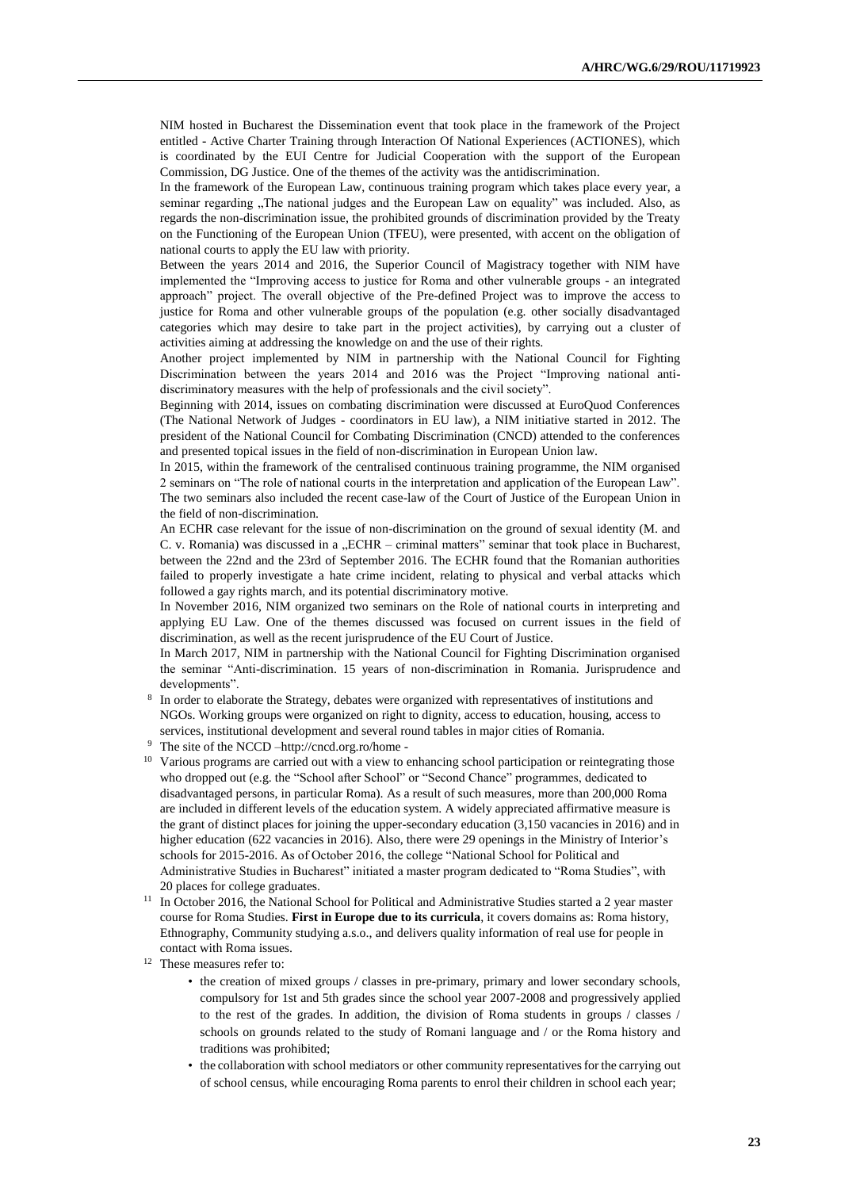NIM hosted in Bucharest the Dissemination event that took place in the framework of the Project entitled - Active Charter Training through Interaction Of National Experiences (ACTIONES), which is coordinated by the EUI Centre for Judicial Cooperation with the support of the European Commission, DG Justice. One of the themes of the activity was the antidiscrimination.

In the framework of the European Law, continuous training program which takes place every year, a seminar regarding „The national judges and the European Law on equality" was included. Also, as regards the non-discrimination issue, the prohibited grounds of discrimination provided by the Treaty on the Functioning of the European Union (TFEU), were presented, with accent on the obligation of national courts to apply the EU law with priority.

Between the years 2014 and 2016, the Superior Council of Magistracy together with NIM have implemented the "Improving access to justice for Roma and other vulnerable groups - an integrated approach" project. The overall objective of the Pre-defined Project was to improve the access to justice for Roma and other vulnerable groups of the population (e.g. other socially disadvantaged categories which may desire to take part in the project activities), by carrying out a cluster of activities aiming at addressing the knowledge on and the use of their rights.

Another project implemented by NIM in partnership with the National Council for Fighting Discrimination between the years 2014 and 2016 was the Project "Improving national anti-discriminatory measures with the help of professionals and the civil society".

Beginning with 2014, issues on combating discrimination were discussed at EuroQuod Conferences (The National Network of Judges - coordinators in EU law), a NIM initiative started in 2012. The president of the National Council for Combating Discrimination (CNCD) attended to the conferences and presented topical issues in the field of non-discrimination in European Union law.

In 2015, within the framework of the centralised continuous training programme, the NIM organised 2 seminars on "The role of national courts in the interpretation and application of the European Law". The two seminars also included the recent case-law of the Court of Justice of the European Union in the field of non-discrimination.

An ECHR case relevant for the issue of non-discrimination on the ground of sexual identity (M. and C. v. Romania) was discussed in a „ECHR – criminal matters" seminar that took place in Bucharest, between the 22nd and the 23rd of September 2016. The ECHR found that the Romanian authorities failed to properly investigate a hate crime incident, relating to physical and verbal attacks which followed a gay rights march, and its potential discriminatory motive.

In November 2016, NIM organized two seminars on the Role of national courts in interpreting and applying EU Law. One of the themes discussed was focused on current issues in the field of discrimination, as well as the recent jurisprudence of the EU Court of Justice.

In March 2017, NIM in partnership with the National Council for Fighting Discrimination organised the seminar "Anti-discrimination. 15 years of non-discrimination in Romania. Jurisprudence and developments".

[8] In order to elaborate the Strategy, debates were organized with representatives of institutions and NGOs. Working groups were organized on right to dignity, access to education, housing, access to services, institutional development and several round tables in major cities of Romania.

[9] The site of the NCCD –http://cncd.org.ro/home -

[10] Various programs are carried out with a view to enhancing school participation or reintegrating those who dropped out (e.g. the "School after School" or "Second Chance" programmes, dedicated to disadvantaged persons, in particular Roma). As a result of such measures, more than 200,000 Roma are included in different levels of the education system. A widely appreciated affirmative measure is the grant of distinct places for joining the upper-secondary education (3,150 vacancies in 2016) and in higher education (622 vacancies in 2016). Also, there were 29 openings in the Ministry of Interior's schools for 2015-2016. As of October 2016, the college "National School for Political and Administrative Studies in Bucharest" initiated a master program dedicated to "Roma Studies", with 20 places for college graduates.

[11] In October 2016, the National School for Political and Administrative Studies started a 2 year master course for Roma Studies. **First in Europe due to its curricula**, it covers domains as: Roma history, Ethnography, Community studying a.s.o., and delivers quality information of real use for people in contact with Roma issues.

[12] These measures refer to:

- the creation of mixed groups / classes in pre-primary, primary and lower secondary schools, compulsory for 1st and 5th grades since the school year 2007-2008 and progressively applied to the rest of the grades. In addition, the division of Roma students in groups / classes / schools on grounds related to the study of Romani language and / or the Roma history and traditions was prohibited;
- the collaboration with school mediators or other community representatives for the carrying out of school census, while encouraging Roma parents to enrol their children in school each year;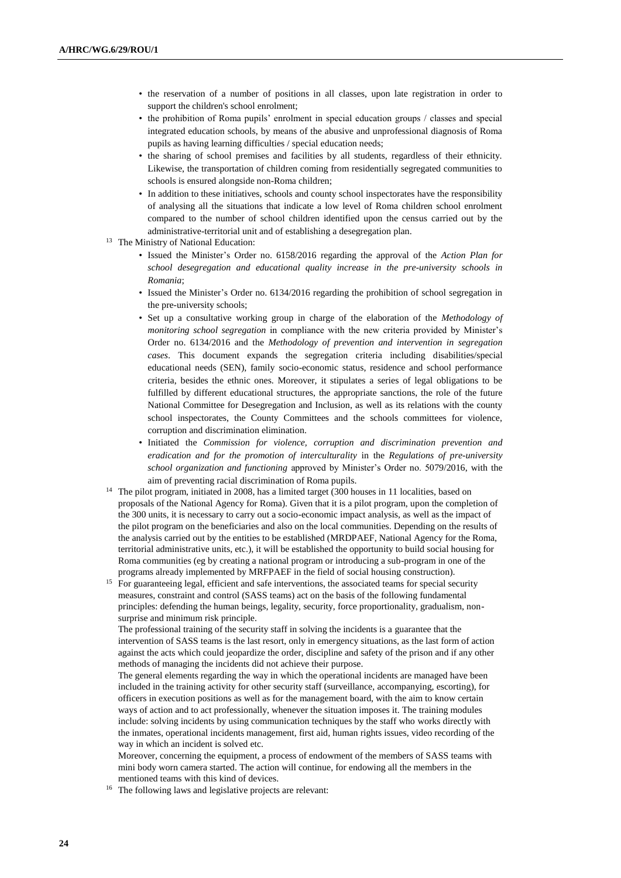- the reservation of a number of positions in all classes, upon late registration in order to support the children's school enrolment;
- the prohibition of Roma pupils' enrolment in special education groups / classes and special integrated education schools, by means of the abusive and unprofessional diagnosis of Roma pupils as having learning difficulties / special education needs;
- the sharing of school premises and facilities by all students, regardless of their ethnicity. Likewise, the transportation of children coming from residentially segregated communities to schools is ensured alongside non-Roma children;
- In addition to these initiatives, schools and county school inspectorates have the responsibility of analysing all the situations that indicate a low level of Roma children school enrolment compared to the number of school children identified upon the census carried out by the administrative-territorial unit and of establishing a desegregation plan.

[13] The Ministry of National Education:

- Issued the Minister's Order no. 6158/2016 regarding the approval of the *Action Plan for school desegregation and educational quality increase in the pre-university schools in Romania*;
- Issued the Minister's Order no. 6134/2016 regarding the prohibition of school segregation in the pre-university schools;
- Set up a consultative working group in charge of the elaboration of the *Methodology of monitoring school segregation* in compliance with the new criteria provided by Minister's Order no. 6134/2016 and the *Methodology of prevention and intervention in segregation cases*. This document expands the segregation criteria including disabilities/special educational needs (SEN), family socio-economic status, residence and school performance criteria, besides the ethnic ones. Moreover, it stipulates a series of legal obligations to be fulfilled by different educational structures, the appropriate sanctions, the role of the future National Committee for Desegregation and Inclusion, as well as its relations with the county school inspectorates, the County Committees and the schools committees for violence, corruption and discrimination elimination.
- Initiated the *Commission for violence, corruption and discrimination prevention and eradication and for the promotion of interculturality* in the *Regulations of pre-university school organization and functioning* approved by Minister's Order no. 5079/2016, with the aim of preventing racial discrimination of Roma pupils.

[14] The pilot program, initiated in 2008, has a limited target (300 houses in 11 localities, based on proposals of the National Agency for Roma). Given that it is a pilot program, upon the completion of the 300 units, it is necessary to carry out a socio-economic impact analysis, as well as the impact of the pilot program on the beneficiaries and also on the local communities. Depending on the results of the analysis carried out by the entities to be established (MRDPAEF, National Agency for the Roma, territorial administrative units, etc.), it will be established the opportunity to build social housing for Roma communities (eg by creating a national program or introducing a sub-program in one of the programs already implemented by MRFPAEF in the field of social housing construction).

[15] For guaranteeing legal, efficient and safe interventions, the associated teams for special security measures, constraint and control (SASS teams) act on the basis of the following fundamental principles: defending the human beings, legality, security, force proportionality, gradualism, non-surprise and minimum risk principle.

The professional training of the security staff in solving the incidents is a guarantee that the intervention of SASS teams is the last resort, only in emergency situations, as the last form of action against the acts which could jeopardize the order, discipline and safety of the prison and if any other methods of managing the incidents did not achieve their purpose.

The general elements regarding the way in which the operational incidents are managed have been included in the training activity for other security staff (surveillance, accompanying, escorting), for officers in execution positions as well as for the management board, with the aim to know certain ways of action and to act professionally, whenever the situation imposes it. The training modules include: solving incidents by using communication techniques by the staff who works directly with the inmates, operational incidents management, first aid, human rights issues, video recording of the way in which an incident is solved etc.

Moreover, concerning the equipment, a process of endowment of the members of SASS teams with mini body worn camera started. The action will continue, for endowing all the members in the mentioned teams with this kind of devices.

[16] The following laws and legislative projects are relevant: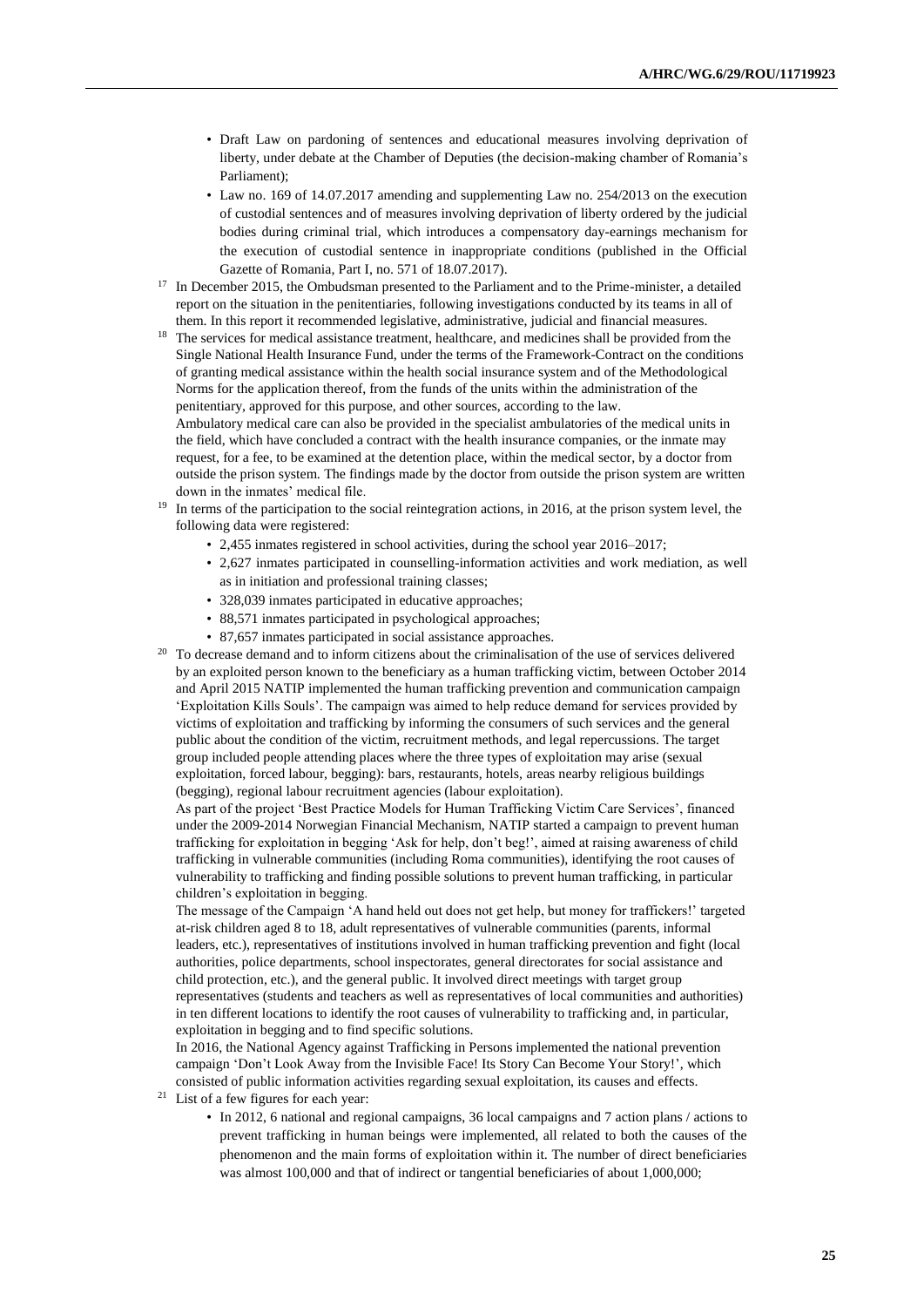- Draft Law on pardoning of sentences and educational measures involving deprivation of liberty, under debate at the Chamber of Deputies (the decision-making chamber of Romania's Parliament);
- Law no. 169 of 14.07.2017 amending and supplementing Law no. 254/2013 on the execution of custodial sentences and of measures involving deprivation of liberty ordered by the judicial bodies during criminal trial, which introduces a compensatory day-earnings mechanism for the execution of custodial sentence in inappropriate conditions (published in the Official Gazette of Romania, Part I, no. 571 of 18.07.2017).

[17] In December 2015, the Ombudsman presented to the Parliament and to the Prime-minister, a detailed report on the situation in the penitentiaries, following investigations conducted by its teams in all of them. In this report it recommended legislative, administrative, judicial and financial measures.

[18] The services for medical assistance treatment, healthcare, and medicines shall be provided from the Single National Health Insurance Fund, under the terms of the Framework-Contract on the conditions of granting medical assistance within the health social insurance system and of the Methodological Norms for the application thereof, from the funds of the units within the administration of the penitentiary, approved for this purpose, and other sources, according to the law.
Ambulatory medical care can also be provided in the specialist ambulatories of the medical units in the field, which have concluded a contract with the health insurance companies, or the inmate may request, for a fee, to be examined at the detention place, within the medical sector, by a doctor from outside the prison system. The findings made by the doctor from outside the prison system are written down in the inmates' medical file.

[19] In terms of the participation to the social reintegration actions, in 2016, at the prison system level, the following data were registered:

- 2,455 inmates registered in school activities, during the school year 2016–2017;
- 2,627 inmates participated in counselling-information activities and work mediation, as well as in initiation and professional training classes;
- 328,039 inmates participated in educative approaches;
- 88,571 inmates participated in psychological approaches;
- 87,657 inmates participated in social assistance approaches.

[20] To decrease demand and to inform citizens about the criminalisation of the use of services delivered by an exploited person known to the beneficiary as a human trafficking victim, between October 2014 and April 2015 NATIP implemented the human trafficking prevention and communication campaign 'Exploitation Kills Souls'. The campaign was aimed to help reduce demand for services provided by victims of exploitation and trafficking by informing the consumers of such services and the general public about the condition of the victim, recruitment methods, and legal repercussions. The target group included people attending places where the three types of exploitation may arise (sexual exploitation, forced labour, begging): bars, restaurants, hotels, areas nearby religious buildings (begging), regional labour recruitment agencies (labour exploitation).
As part of the project 'Best Practice Models for Human Trafficking Victim Care Services', financed under the 2009-2014 Norwegian Financial Mechanism, NATIP started a campaign to prevent human trafficking for exploitation in begging 'Ask for help, don't beg!', aimed at raising awareness of child trafficking in vulnerable communities (including Roma communities), identifying the root causes of vulnerability to trafficking and finding possible solutions to prevent human trafficking, in particular children's exploitation in begging.
The message of the Campaign 'A hand held out does not get help, but money for traffickers!' targeted at-risk children aged 8 to 18, adult representatives of vulnerable communities (parents, informal leaders, etc.), representatives of institutions involved in human trafficking prevention and fight (local authorities, police departments, school inspectorates, general directorates for social assistance and child protection, etc.), and the general public. It involved direct meetings with target group representatives (students and teachers as well as representatives of local communities and authorities) in ten different locations to identify the root causes of vulnerability to trafficking and, in particular, exploitation in begging and to find specific solutions.
In 2016, the National Agency against Trafficking in Persons implemented the national prevention campaign 'Don't Look Away from the Invisible Face! Its Story Can Become Your Story!', which consisted of public information activities regarding sexual exploitation, its causes and effects.

[21] List of a few figures for each year:

- In 2012, 6 national and regional campaigns, 36 local campaigns and 7 action plans / actions to prevent trafficking in human beings were implemented, all related to both the causes of the phenomenon and the main forms of exploitation within it. The number of direct beneficiaries was almost 100,000 and that of indirect or tangential beneficiaries of about 1,000,000;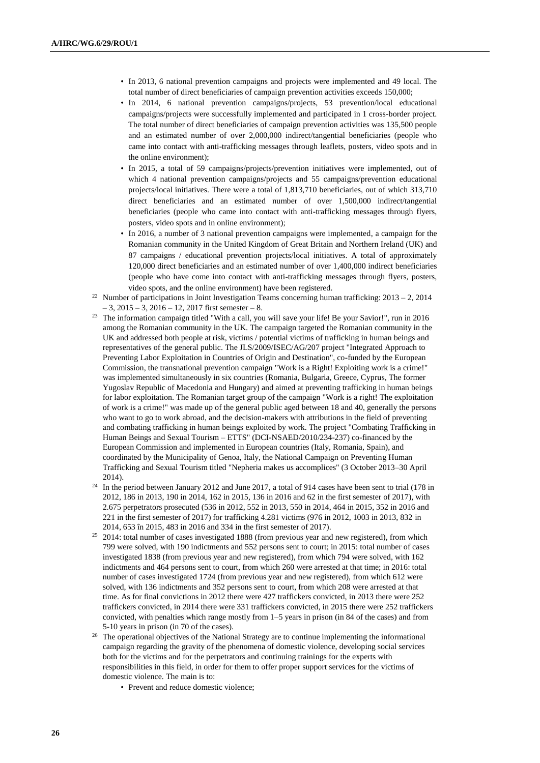- In 2013, 6 national prevention campaigns and projects were implemented and 49 local. The total number of direct beneficiaries of campaign prevention activities exceeds 150,000;
- In 2014, 6 national prevention campaigns/projects, 53 prevention/local educational campaigns/projects were successfully implemented and participated in 1 cross-border project. The total number of direct beneficiaries of campaign prevention activities was 135,500 people and an estimated number of over 2,000,000 indirect/tangential beneficiaries (people who came into contact with anti-trafficking messages through leaflets, posters, video spots and in the online environment);
- In 2015, a total of 59 campaigns/projects/prevention initiatives were implemented, out of which 4 national prevention campaigns/projects and 55 campaigns/prevention educational projects/local initiatives. There were a total of 1,813,710 beneficiaries, out of which 313,710 direct beneficiaries and an estimated number of over 1,500,000 indirect/tangential beneficiaries (people who came into contact with anti-trafficking messages through flyers, posters, video spots and in online environment);
- In 2016, a number of 3 national prevention campaigns were implemented, a campaign for the Romanian community in the United Kingdom of Great Britain and Northern Ireland (UK) and 87 campaigns / educational prevention projects/local initiatives. A total of approximately 120,000 direct beneficiaries and an estimated number of over 1,400,000 indirect beneficiaries (people who have come into contact with anti-trafficking messages through flyers, posters, video spots, and the online environment) have been registered.

[22] Number of participations in Joint Investigation Teams concerning human trafficking: 2013 – 2, 2014 – 3, 2015 – 3, 2016 – 12, 2017 first semester – 8.

[23] The information campaign titled "With a call, you will save your life! Be your Savior!", run in 2016 among the Romanian community in the UK. The campaign targeted the Romanian community in the UK and addressed both people at risk, victims / potential victims of trafficking in human beings and representatives of the general public. The JLS/2009/ISEC/AG/207 project "Integrated Approach to Preventing Labor Exploitation in Countries of Origin and Destination", co-funded by the European Commission, the transnational prevention campaign "Work is a Right! Exploiting work is a crime!" was implemented simultaneously in six countries (Romania, Bulgaria, Greece, Cyprus, The former Yugoslav Republic of Macedonia and Hungary) and aimed at preventing trafficking in human beings for labor exploitation. The Romanian target group of the campaign "Work is a right! The exploitation of work is a crime!" was made up of the general public aged between 18 and 40, generally the persons who want to go to work abroad, and the decision-makers with attributions in the field of preventing and combating trafficking in human beings exploited by work. The project "Combating Trafficking in Human Beings and Sexual Tourism – ETTS" (DCI-NSAED/2010/234-237) co-financed by the European Commission and implemented in European countries (Italy, Romania, Spain), and coordinated by the Municipality of Genoa, Italy, the National Campaign on Preventing Human Trafficking and Sexual Tourism titled "Nepheria makes us accomplices" (3 October 2013–30 April 2014).

[24] In the period between January 2012 and June 2017, a total of 914 cases have been sent to trial (178 in 2012, 186 in 2013, 190 in 2014, 162 in 2015, 136 in 2016 and 62 in the first semester of 2017), with 2.675 perpetrators prosecuted (536 in 2012, 552 in 2013, 550 in 2014, 464 in 2015, 352 in 2016 and 221 in the first semester of 2017) for trafficking 4.281 victims (976 in 2012, 1003 in 2013, 832 in 2014, 653 în 2015, 483 in 2016 and 334 in the first semester of 2017).

[25] 2014: total number of cases investigated 1888 (from previous year and new registered), from which 799 were solved, with 190 indictments and 552 persons sent to court; in 2015: total number of cases investigated 1838 (from previous year and new registered), from which 794 were solved, with 162 indictments and 464 persons sent to court, from which 260 were arrested at that time; in 2016: total number of cases investigated 1724 (from previous year and new registered), from which 612 were solved, with 136 indictments and 352 persons sent to court, from which 208 were arrested at that time. As for final convictions in 2012 there were 427 traffickers convicted, in 2013 there were 252 traffickers convicted, in 2014 there were 331 traffickers convicted, in 2015 there were 252 traffickers convicted, with penalties which range mostly from 1–5 years in prison (in 84 of the cases) and from 5-10 years in prison (in 70 of the cases).

[26] The operational objectives of the National Strategy are to continue implementing the informational campaign regarding the gravity of the phenomena of domestic violence, developing social services both for the victims and for the perpetrators and continuing trainings for the experts with responsibilities in this field, in order for them to offer proper support services for the victims of domestic violence. The main is to:

- Prevent and reduce domestic violence;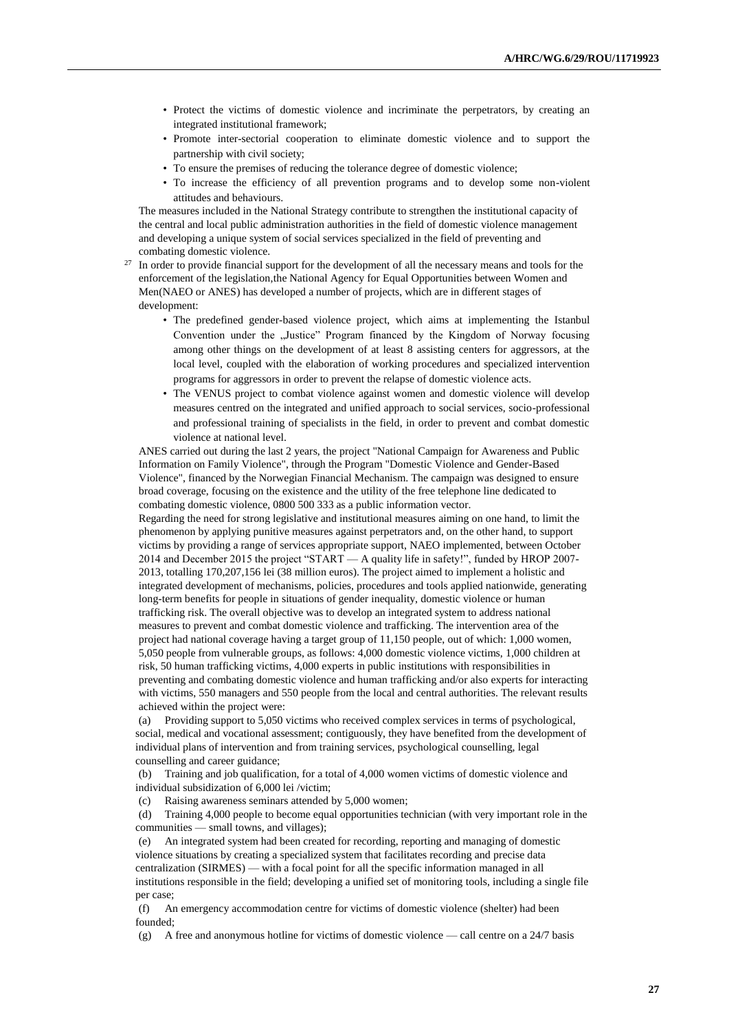- Protect the victims of domestic violence and incriminate the perpetrators, by creating an integrated institutional framework;
- Promote inter-sectorial cooperation to eliminate domestic violence and to support the partnership with civil society;
- To ensure the premises of reducing the tolerance degree of domestic violence;
- To increase the efficiency of all prevention programs and to develop some non-violent attitudes and behaviours.

The measures included in the National Strategy contribute to strengthen the institutional capacity of the central and local public administration authorities in the field of domestic violence management and developing a unique system of social services specialized in the field of preventing and combating domestic violence.

[27] In order to provide financial support for the development of all the necessary means and tools for the enforcement of the legislation,the National Agency for Equal Opportunities between Women and Men(NAEO or ANES) has developed a number of projects, which are in different stages of development:

- The predefined gender-based violence project, which aims at implementing the Istanbul Convention under the „Justice" Program financed by the Kingdom of Norway focusing among other things on the development of at least 8 assisting centers for aggressors, at the local level, coupled with the elaboration of working procedures and specialized intervention programs for aggressors in order to prevent the relapse of domestic violence acts.
- The VENUS project to combat violence against women and domestic violence will develop measures centred on the integrated and unified approach to social services, socio-professional and professional training of specialists in the field, in order to prevent and combat domestic violence at national level.

ANES carried out during the last 2 years, the project "National Campaign for Awareness and Public Information on Family Violence", through the Program "Domestic Violence and Gender-Based Violence", financed by the Norwegian Financial Mechanism. The campaign was designed to ensure broad coverage, focusing on the existence and the utility of the free telephone line dedicated to combating domestic violence, 0800 500 333 as a public information vector.

Regarding the need for strong legislative and institutional measures aiming on one hand, to limit the phenomenon by applying punitive measures against perpetrators and, on the other hand, to support victims by providing a range of services appropriate support, NAEO implemented, between October 2014 and December 2015 the project "START — A quality life in safety!", funded by HROP 2007-2013, totalling 170,207,156 lei (38 million euros). The project aimed to implement a holistic and integrated development of mechanisms, policies, procedures and tools applied nationwide, generating long-term benefits for people in situations of gender inequality, domestic violence or human trafficking risk. The overall objective was to develop an integrated system to address national measures to prevent and combat domestic violence and trafficking. The intervention area of the project had national coverage having a target group of 11,150 people, out of which: 1,000 women, 5,050 people from vulnerable groups, as follows: 4,000 domestic violence victims, 1,000 children at risk, 50 human trafficking victims, 4,000 experts in public institutions with responsibilities in preventing and combating domestic violence and human trafficking and/or also experts for interacting with victims, 550 managers and 550 people from the local and central authorities. The relevant results achieved within the project were:

(a) Providing support to 5,050 victims who received complex services in terms of psychological, social, medical and vocational assessment; contiguously, they have benefited from the development of individual plans of intervention and from training services, psychological counselling, legal counselling and career guidance;

(b) Training and job qualification, for a total of 4,000 women victims of domestic violence and individual subsidization of 6,000 lei /victim;

(c) Raising awareness seminars attended by 5,000 women;

(d) Training 4,000 people to become equal opportunities technician (with very important role in the communities — small towns, and villages);

(e) An integrated system had been created for recording, reporting and managing of domestic violence situations by creating a specialized system that facilitates recording and precise data centralization (SIRMES) — with a focal point for all the specific information managed in all institutions responsible in the field; developing a unified set of monitoring tools, including a single file per case;

(f) An emergency accommodation centre for victims of domestic violence (shelter) had been founded;

(g) A free and anonymous hotline for victims of domestic violence — call centre on a 24/7 basis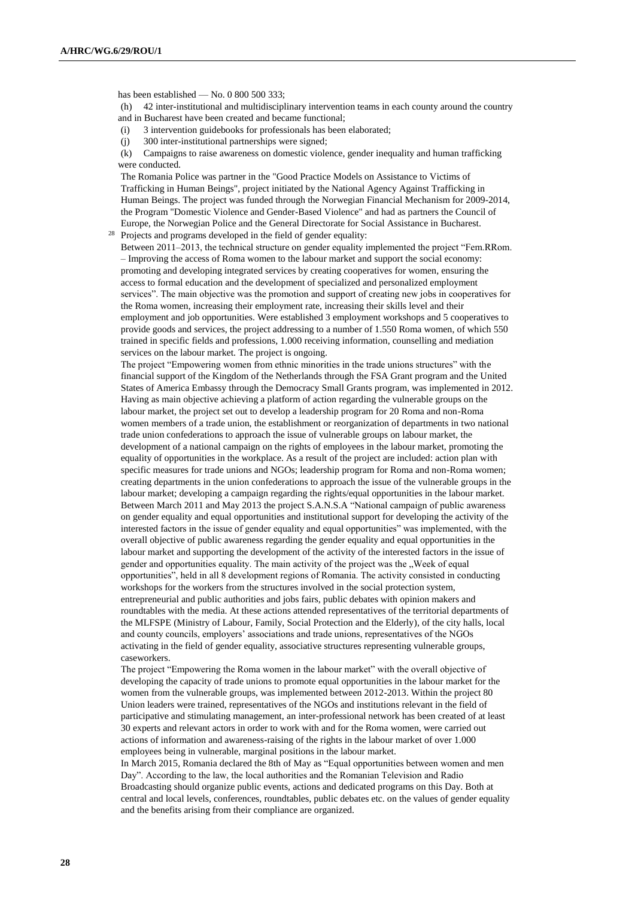has been established — No. 0 800 500 333;

(h) 42 inter-institutional and multidisciplinary intervention teams in each county around the country and in Bucharest have been created and became functional;

(i) 3 intervention guidebooks for professionals has been elaborated;

(j) 300 inter-institutional partnerships were signed;

(k) Campaigns to raise awareness on domestic violence, gender inequality and human trafficking were conducted.

The Romania Police was partner in the "Good Practice Models on Assistance to Victims of Trafficking in Human Beings", project initiated by the National Agency Against Trafficking in Human Beings. The project was funded through the Norwegian Financial Mechanism for 2009-2014, the Program "Domestic Violence and Gender-Based Violence" and had as partners the Council of Europe, the Norwegian Police and the General Directorate for Social Assistance in Bucharest.

[28] Projects and programs developed in the field of gender equality:

Between 2011–2013, the technical structure on gender equality implemented the project "Fem.RRom. – Improving the access of Roma women to the labour market and support the social economy: promoting and developing integrated services by creating cooperatives for women, ensuring the access to formal education and the development of specialized and personalized employment services". The main objective was the promotion and support of creating new jobs in cooperatives for the Roma women, increasing their employment rate, increasing their skills level and their employment and job opportunities. Were established 3 employment workshops and 5 cooperatives to provide goods and services, the project addressing to a number of 1.550 Roma women, of which 550 trained in specific fields and professions, 1.000 receiving information, counselling and mediation services on the labour market. The project is ongoing.

The project "Empowering women from ethnic minorities in the trade unions structures" with the financial support of the Kingdom of the Netherlands through the FSA Grant program and the United States of America Embassy through the Democracy Small Grants program, was implemented in 2012. Having as main objective achieving a platform of action regarding the vulnerable groups on the labour market, the project set out to develop a leadership program for 20 Roma and non-Roma women members of a trade union, the establishment or reorganization of departments in two national trade union confederations to approach the issue of vulnerable groups on labour market, the development of a national campaign on the rights of employees in the labour market, promoting the equality of opportunities in the workplace. As a result of the project are included: action plan with specific measures for trade unions and NGOs; leadership program for Roma and non-Roma women; creating departments in the union confederations to approach the issue of the vulnerable groups in the labour market; developing a campaign regarding the rights/equal opportunities in the labour market.

Between March 2011 and May 2013 the project S.A.N.S.A "National campaign of public awareness on gender equality and equal opportunities and institutional support for developing the activity of the interested factors in the issue of gender equality and equal opportunities" was implemented, with the overall objective of public awareness regarding the gender equality and equal opportunities in the labour market and supporting the development of the activity of the interested factors in the issue of gender and opportunities equality. The main activity of the project was the „Week of equal opportunities", held in all 8 development regions of Romania. The activity consisted in conducting workshops for the workers from the structures involved in the social protection system, entrepreneurial and public authorities and jobs fairs, public debates with opinion makers and roundtables with the media. At these actions attended representatives of the territorial departments of the MLFSPE (Ministry of Labour, Family, Social Protection and the Elderly), of the city halls, local and county councils, employers' associations and trade unions, representatives of the NGOs activating in the field of gender equality, associative structures representing vulnerable groups, caseworkers.

The project "Empowering the Roma women in the labour market" with the overall objective of developing the capacity of trade unions to promote equal opportunities in the labour market for the women from the vulnerable groups, was implemented between 2012-2013. Within the project 80 Union leaders were trained, representatives of the NGOs and institutions relevant in the field of participative and stimulating management, an inter-professional network has been created of at least 30 experts and relevant actors in order to work with and for the Roma women, were carried out actions of information and awareness-raising of the rights in the labour market of over 1.000 employees being in vulnerable, marginal positions in the labour market.

In March 2015, Romania declared the 8th of May as "Equal opportunities between women and men Day". According to the law, the local authorities and the Romanian Television and Radio Broadcasting should organize public events, actions and dedicated programs on this Day. Both at central and local levels, conferences, roundtables, public debates etc. on the values of gender equality and the benefits arising from their compliance are organized.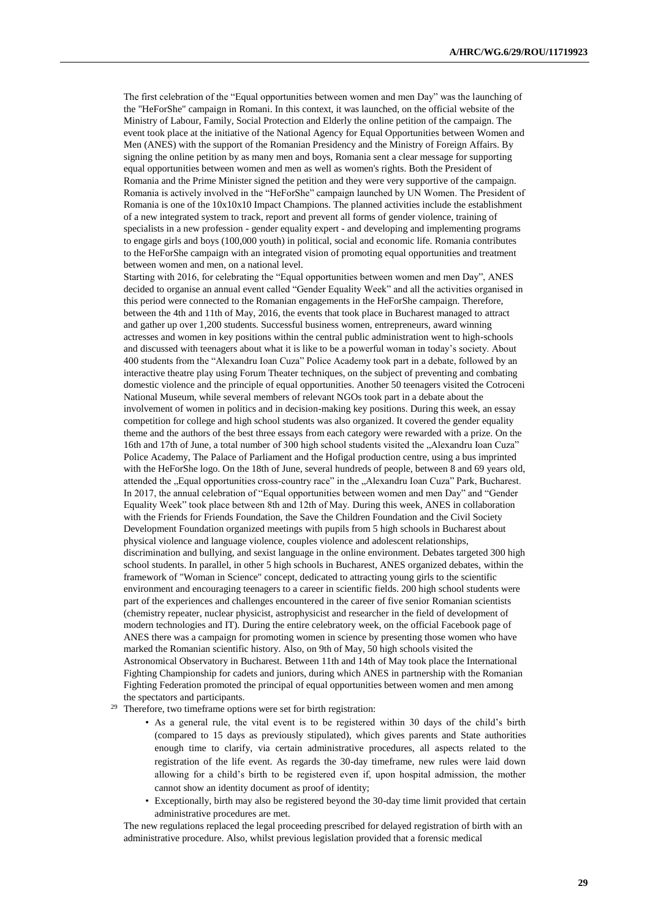The first celebration of the "Equal opportunities between women and men Day" was the launching of the "HeForShe" campaign in Romani. In this context, it was launched, on the official website of the Ministry of Labour, Family, Social Protection and Elderly the online petition of the campaign. The event took place at the initiative of the National Agency for Equal Opportunities between Women and Men (ANES) with the support of the Romanian Presidency and the Ministry of Foreign Affairs. By signing the online petition by as many men and boys, Romania sent a clear message for supporting equal opportunities between women and men as well as women's rights. Both the President of Romania and the Prime Minister signed the petition and they were very supportive of the campaign. Romania is actively involved in the "HeForShe" campaign launched by UN Women. The President of Romania is one of the 10x10x10 Impact Champions. The planned activities include the establishment of a new integrated system to track, report and prevent all forms of gender violence, training of specialists in a new profession - gender equality expert - and developing and implementing programs to engage girls and boys (100,000 youth) in political, social and economic life. Romania contributes to the HeForShe campaign with an integrated vision of promoting equal opportunities and treatment between women and men, on a national level.

Starting with 2016, for celebrating the "Equal opportunities between women and men Day", ANES decided to organise an annual event called "Gender Equality Week" and all the activities organised in this period were connected to the Romanian engagements in the HeForShe campaign. Therefore, between the 4th and 11th of May, 2016, the events that took place in Bucharest managed to attract and gather up over 1,200 students. Successful business women, entrepreneurs, award winning actresses and women in key positions within the central public administration went to high-schools and discussed with teenagers about what it is like to be a powerful woman in today's society. About 400 students from the "Alexandru Ioan Cuza" Police Academy took part in a debate, followed by an interactive theatre play using Forum Theater techniques, on the subject of preventing and combating domestic violence and the principle of equal opportunities. Another 50 teenagers visited the Cotroceni National Museum, while several members of relevant NGOs took part in a debate about the involvement of women in politics and in decision-making key positions. During this week, an essay competition for college and high school students was also organized. It covered the gender equality theme and the authors of the best three essays from each category were rewarded with a prize. On the 16th and 17th of June, a total number of 300 high school students visited the „Alexandru Ioan Cuza" Police Academy, The Palace of Parliament and the Hofigal production centre, using a bus imprinted with the HeForShe logo. On the 18th of June, several hundreds of people, between 8 and 69 years old, attended the „Equal opportunities cross-country race" in the „Alexandru Ioan Cuza" Park, Bucharest. In 2017, the annual celebration of "Equal opportunities between women and men Day" and "Gender Equality Week" took place between 8th and 12th of May. During this week, ANES in collaboration with the Friends for Friends Foundation, the Save the Children Foundation and the Civil Society Development Foundation organized meetings with pupils from 5 high schools in Bucharest about physical violence and language violence, couples violence and adolescent relationships, discrimination and bullying, and sexist language in the online environment. Debates targeted 300 high school students. In parallel, in other 5 high schools in Bucharest, ANES organized debates, within the framework of "Woman in Science" concept, dedicated to attracting young girls to the scientific environment and encouraging teenagers to a career in scientific fields. 200 high school students were part of the experiences and challenges encountered in the career of five senior Romanian scientists (chemistry repeater, nuclear physicist, astrophysicist and researcher in the field of development of modern technologies and IT). During the entire celebratory week, on the official Facebook page of ANES there was a campaign for promoting women in science by presenting those women who have marked the Romanian scientific history. Also, on 9th of May, 50 high schools visited the Astronomical Observatory in Bucharest. Between 11th and 14th of May took place the International Fighting Championship for cadets and juniors, during which ANES in partnership with the Romanian Fighting Federation promoted the principal of equal opportunities between women and men among the spectators and participants.

[29] Therefore, two timeframe options were set for birth registration:

- As a general rule, the vital event is to be registered within 30 days of the child's birth (compared to 15 days as previously stipulated), which gives parents and State authorities enough time to clarify, via certain administrative procedures, all aspects related to the registration of the life event. As regards the 30-day timeframe, new rules were laid down allowing for a child's birth to be registered even if, upon hospital admission, the mother cannot show an identity document as proof of identity;
- Exceptionally, birth may also be registered beyond the 30-day time limit provided that certain administrative procedures are met.

The new regulations replaced the legal proceeding prescribed for delayed registration of birth with an administrative procedure. Also, whilst previous legislation provided that a forensic medical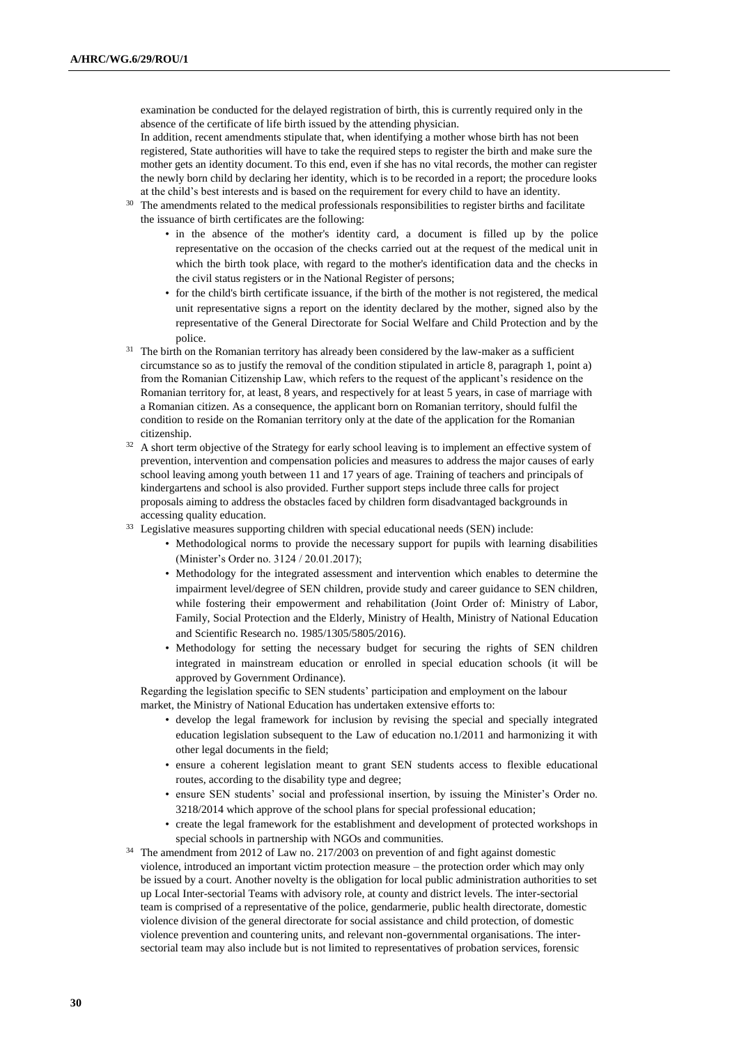examination be conducted for the delayed registration of birth, this is currently required only in the absence of the certificate of life birth issued by the attending physician.

In addition, recent amendments stipulate that, when identifying a mother whose birth has not been registered, State authorities will have to take the required steps to register the birth and make sure the mother gets an identity document. To this end, even if she has no vital records, the mother can register the newly born child by declaring her identity, which is to be recorded in a report; the procedure looks at the child's best interests and is based on the requirement for every child to have an identity.

[30] The amendments related to the medical professionals responsibilities to register births and facilitate the issuance of birth certificates are the following:

- in the absence of the mother's identity card, a document is filled up by the police representative on the occasion of the checks carried out at the request of the medical unit in which the birth took place, with regard to the mother's identification data and the checks in the civil status registers or in the National Register of persons;
- for the child's birth certificate issuance, if the birth of the mother is not registered, the medical unit representative signs a report on the identity declared by the mother, signed also by the representative of the General Directorate for Social Welfare and Child Protection and by the police.

[31] The birth on the Romanian territory has already been considered by the law-maker as a sufficient circumstance so as to justify the removal of the condition stipulated in article 8, paragraph 1, point a) from the Romanian Citizenship Law, which refers to the request of the applicant's residence on the Romanian territory for, at least, 8 years, and respectively for at least 5 years, in case of marriage with a Romanian citizen. As a consequence, the applicant born on Romanian territory, should fulfil the condition to reside on the Romanian territory only at the date of the application for the Romanian citizenship.

[32] A short term objective of the Strategy for early school leaving is to implement an effective system of prevention, intervention and compensation policies and measures to address the major causes of early school leaving among youth between 11 and 17 years of age. Training of teachers and principals of kindergartens and school is also provided. Further support steps include three calls for project proposals aiming to address the obstacles faced by children form disadvantaged backgrounds in accessing quality education.

[33] Legislative measures supporting children with special educational needs (SEN) include:

- Methodological norms to provide the necessary support for pupils with learning disabilities (Minister's Order no. 3124 / 20.01.2017);
- Methodology for the integrated assessment and intervention which enables to determine the impairment level/degree of SEN children, provide study and career guidance to SEN children, while fostering their empowerment and rehabilitation (Joint Order of: Ministry of Labor, Family, Social Protection and the Elderly, Ministry of Health, Ministry of National Education and Scientific Research no. 1985/1305/5805/2016).
- Methodology for setting the necessary budget for securing the rights of SEN children integrated in mainstream education or enrolled in special education schools (it will be approved by Government Ordinance).

Regarding the legislation specific to SEN students' participation and employment on the labour market, the Ministry of National Education has undertaken extensive efforts to:

- develop the legal framework for inclusion by revising the special and specially integrated education legislation subsequent to the Law of education no.1/2011 and harmonizing it with other legal documents in the field;
- ensure a coherent legislation meant to grant SEN students access to flexible educational routes, according to the disability type and degree;
- ensure SEN students' social and professional insertion, by issuing the Minister's Order no. 3218/2014 which approve of the school plans for special professional education;
- create the legal framework for the establishment and development of protected workshops in special schools in partnership with NGOs and communities.

[34] The amendment from 2012 of Law no. 217/2003 on prevention of and fight against domestic violence, introduced an important victim protection measure – the protection order which may only be issued by a court. Another novelty is the obligation for local public administration authorities to set up Local Inter-sectorial Teams with advisory role, at county and district levels. The inter-sectorial team is comprised of a representative of the police, gendarmerie, public health directorate, domestic violence division of the general directorate for social assistance and child protection, of domestic violence prevention and countering units, and relevant non-governmental organisations. The inter-sectorial team may also include but is not limited to representatives of probation services, forensic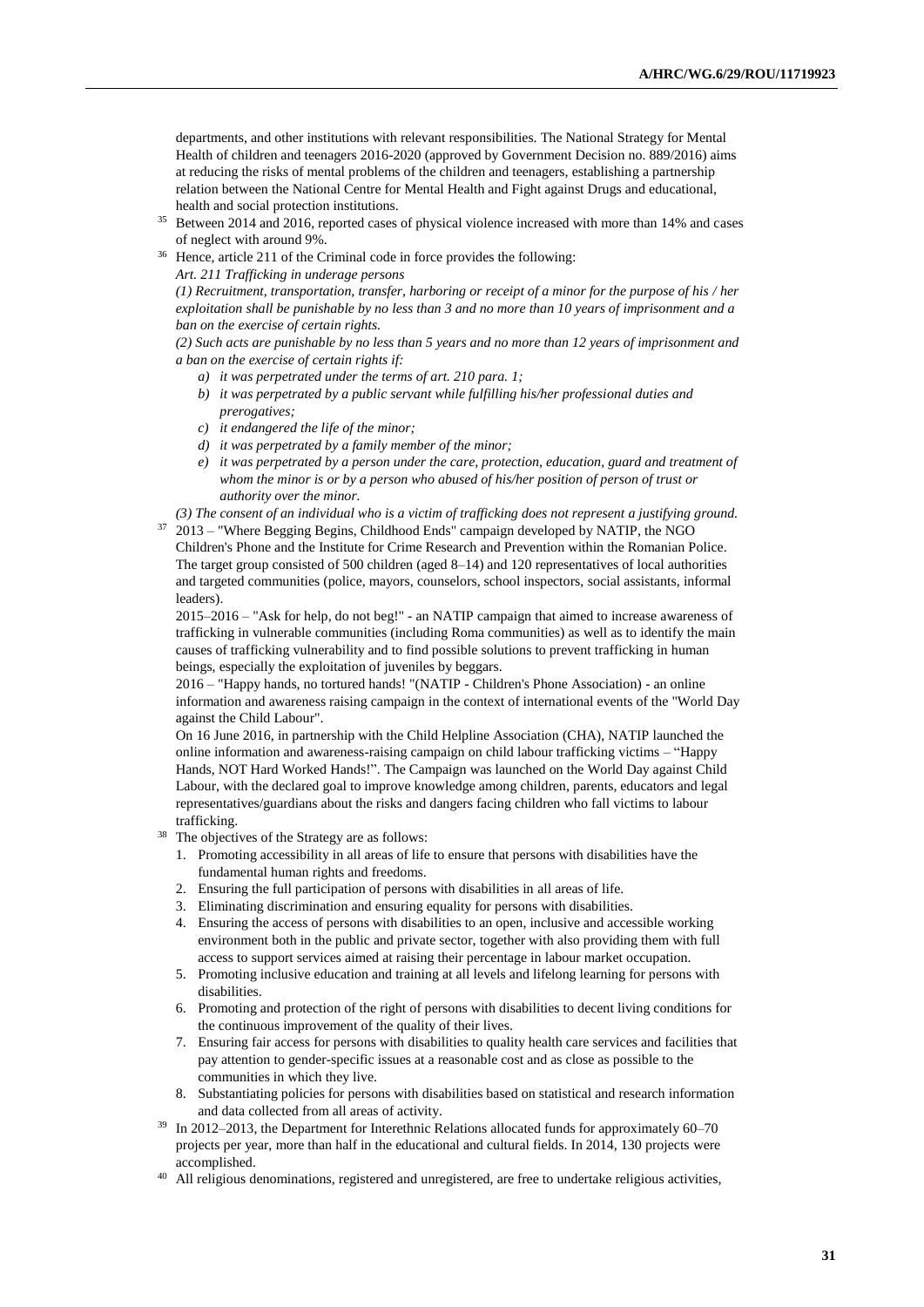departments, and other institutions with relevant responsibilities. The National Strategy for Mental Health of children and teenagers 2016-2020 (approved by Government Decision no. 889/2016) aims at reducing the risks of mental problems of the children and teenagers, establishing a partnership relation between the National Centre for Mental Health and Fight against Drugs and educational, health and social protection institutions.

[35] Between 2014 and 2016, reported cases of physical violence increased with more than 14% and cases of neglect with around 9%.

[36] Hence, article 211 of the Criminal code in force provides the following:

*Art. 211 Trafficking in underage persons*

*(1) Recruitment, transportation, transfer, harboring or receipt of a minor for the purpose of his / her exploitation shall be punishable by no less than 3 and no more than 10 years of imprisonment and a ban on the exercise of certain rights.*

*(2) Such acts are punishable by no less than 5 years and no more than 12 years of imprisonment and a ban on the exercise of certain rights if:*

- *a) it was perpetrated under the terms of art. 210 para. 1;*
- *b) it was perpetrated by a public servant while fulfilling his/her professional duties and prerogatives;*
- *c) it endangered the life of the minor;*
- *d) it was perpetrated by a family member of the minor;*
- *e) it was perpetrated by a person under the care, protection, education, guard and treatment of whom the minor is or by a person who abused of his/her position of person of trust or authority over the minor.*

*(3) The consent of an individual who is a victim of trafficking does not represent a justifying ground.*

[37] 2013 – "Where Begging Begins, Childhood Ends" campaign developed by NATIP, the NGO Children's Phone and the Institute for Crime Research and Prevention within the Romanian Police. The target group consisted of 500 children (aged 8–14) and 120 representatives of local authorities and targeted communities (police, mayors, counselors, school inspectors, social assistants, informal leaders).

2015–2016 – "Ask for help, do not beg!" - an NATIP campaign that aimed to increase awareness of trafficking in vulnerable communities (including Roma communities) as well as to identify the main causes of trafficking vulnerability and to find possible solutions to prevent trafficking in human beings, especially the exploitation of juveniles by beggars.

2016 – "Happy hands, no tortured hands! "(NATIP - Children's Phone Association) - an online information and awareness raising campaign in the context of international events of the "World Day against the Child Labour".

On 16 June 2016, in partnership with the Child Helpline Association (CHA), NATIP launched the online information and awareness-raising campaign on child labour trafficking victims – "Happy Hands, NOT Hard Worked Hands!". The Campaign was launched on the World Day against Child Labour, with the declared goal to improve knowledge among children, parents, educators and legal representatives/guardians about the risks and dangers facing children who fall victims to labour trafficking.

[38] The objectives of the Strategy are as follows:

1. Promoting accessibility in all areas of life to ensure that persons with disabilities have the fundamental human rights and freedoms.
2. Ensuring the full participation of persons with disabilities in all areas of life.
3. Eliminating discrimination and ensuring equality for persons with disabilities.
4. Ensuring the access of persons with disabilities to an open, inclusive and accessible working environment both in the public and private sector, together with also providing them with full access to support services aimed at raising their percentage in labour market occupation.
5. Promoting inclusive education and training at all levels and lifelong learning for persons with disabilities.
6. Promoting and protection of the right of persons with disabilities to decent living conditions for the continuous improvement of the quality of their lives.
7. Ensuring fair access for persons with disabilities to quality health care services and facilities that pay attention to gender-specific issues at a reasonable cost and as close as possible to the communities in which they live.
8. Substantiating policies for persons with disabilities based on statistical and research information and data collected from all areas of activity.

[39] In 2012–2013, the Department for Interethnic Relations allocated funds for approximately 60–70 projects per year, more than half in the educational and cultural fields. In 2014, 130 projects were accomplished.

[40] All religious denominations, registered and unregistered, are free to undertake religious activities,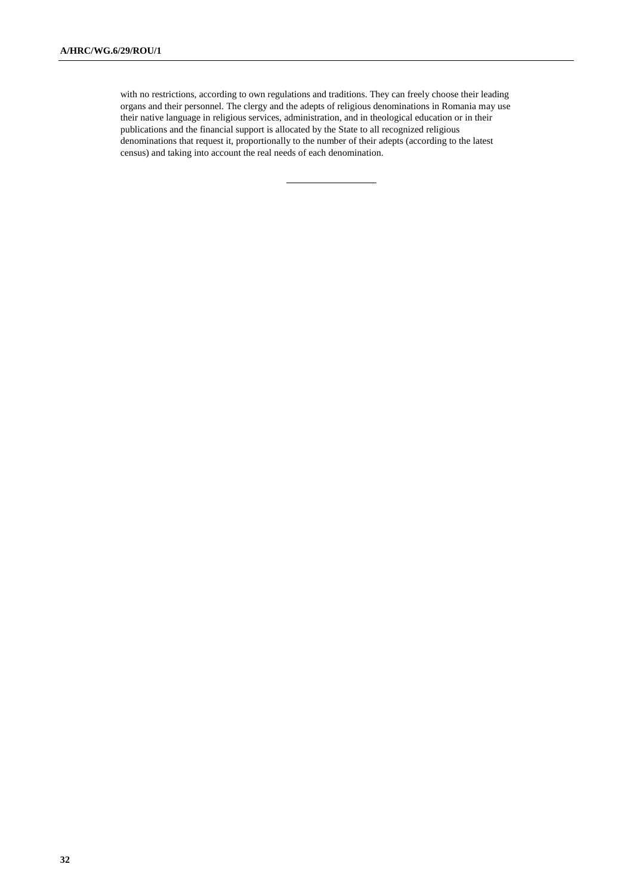with no restrictions, according to own regulations and traditions. They can freely choose their leading organs and their personnel. The clergy and the adepts of religious denominations in Romania may use their native language in religious services, administration, and in theological education or in their publications and the financial support is allocated by the State to all recognized religious denominations that request it, proportionally to the number of their adepts (according to the latest census) and taking into account the real needs of each denomination.